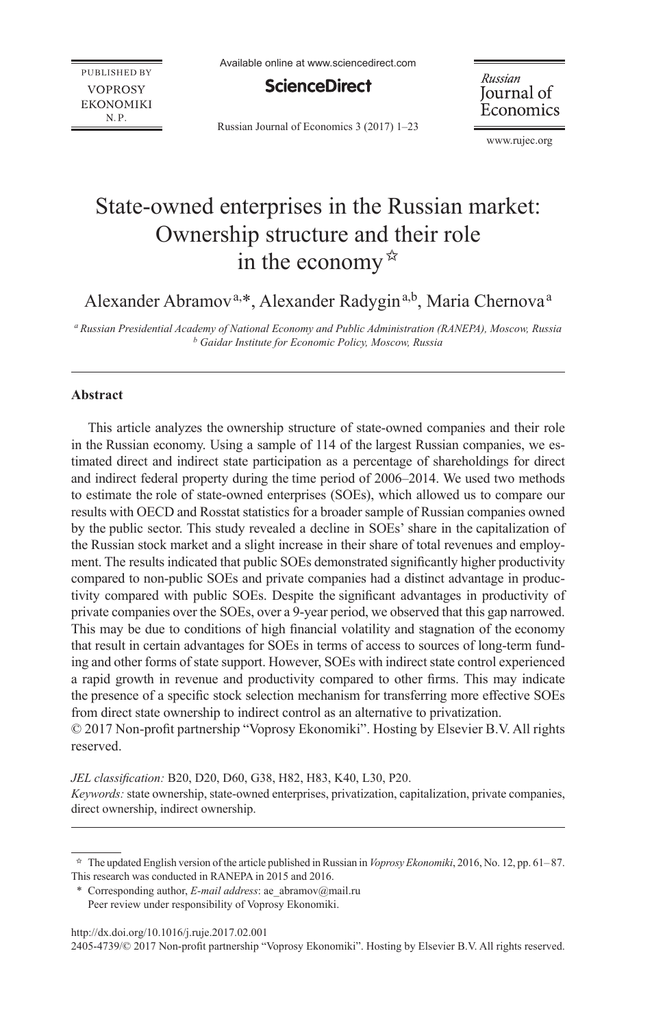# State-owned enterprises in the Russian market: Ownership structure and their role in the economy ☆

Alexander Abramov[a,*], Alexander Radygin[a,b], Maria Chernova[a]

[a] Russian Presidential Academy of National Economy and Public Administration (RANEPA), Moscow, Russia
[b] Gaidar Institute for Economic Policy, Moscow, Russia

## Abstract

This article analyzes the ownership structure of state-owned companies and their role in the Russian economy. Using a sample of 114 of the largest Russian companies, we estimated direct and indirect state participation as a percentage of shareholdings for direct and indirect federal property during the time period of 2006–2014. We used two methods to estimate the role of state-owned enterprises (SOEs), which allowed us to compare our results with OECD and Rosstat statistics for a broader sample of Russian companies owned by the public sector. This study revealed a decline in SOEs' share in the capitalization of the Russian stock market and a slight increase in their share of total revenues and employment. The results indicated that public SOEs demonstrated significantly higher productivity compared to non-public SOEs and private companies had a distinct advantage in productivity compared with public SOEs. Despite the significant advantages in productivity of private companies over the SOEs, over a 9-year period, we observed that this gap narrowed. This may be due to conditions of high financial volatility and stagnation of the economy that result in certain advantages for SOEs in terms of access to sources of long-term funding and other forms of state support. However, SOEs with indirect state control experienced a rapid growth in revenue and productivity compared to other firms. This may indicate the presence of a specific stock selection mechanism for transferring more effective SOEs from direct state ownership to indirect control as an alternative to privatization.

© 2017 Non-profit partnership "Voprosy Ekonomiki". Hosting by Elsevier B.V. All rights reserved.

*JEL classification:* B20, D20, D60, G38, H82, H83, K40, L30, P20.

*Keywords:* state ownership, state-owned enterprises, privatization, capitalization, private companies, direct ownership, indirect ownership.

---

☆ The updated English version of the article published in Russian in *Voprosy Ekonomiki*, 2016, No. 12, pp. 61–87. This research was conducted in RANEPA in 2015 and 2016.

\* Corresponding author, *E-mail address*: ae_abramov@mail.ru
Peer review under responsibility of Voprosy Ekonomiki.

http://dx.doi.org/10.1016/j.ruje.2017.02.001
2405-4739/© 2017 Non-profit partnership "Voprosy Ekonomiki". Hosting by Elsevier B.V. All rights reserved.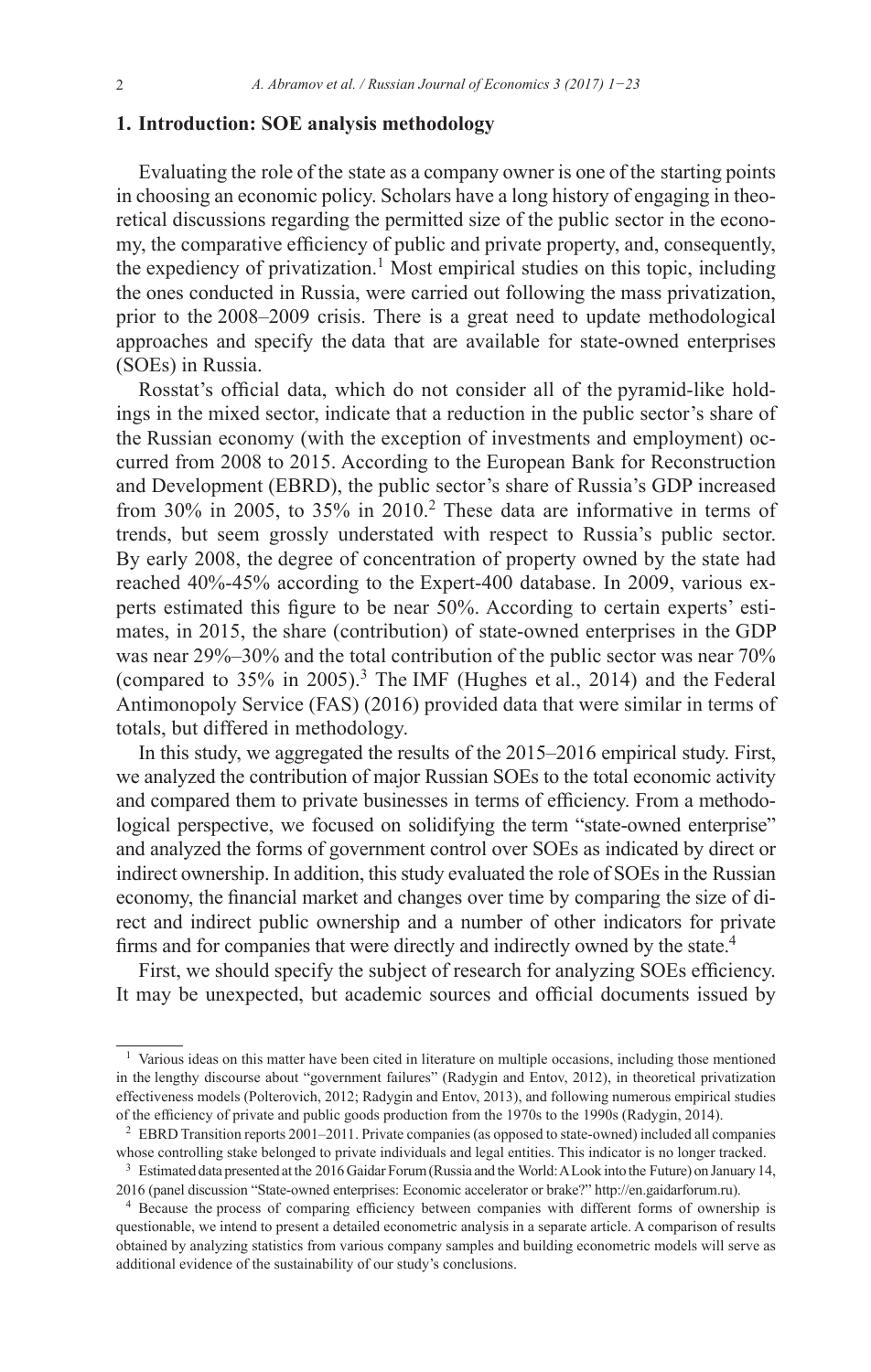## 1. Introduction: SOE analysis methodology

Evaluating the role of the state as a company owner is one of the starting points in choosing an economic policy. Scholars have a long history of engaging in theoretical discussions regarding the permitted size of the public sector in the economy, the comparative efficiency of public and private property, and, consequently, the expediency of privatization.[1] Most empirical studies on this topic, including the ones conducted in Russia, were carried out following the mass privatization, prior to the 2008–2009 crisis. There is a great need to update methodological approaches and specify the data that are available for state-owned enterprises (SOEs) in Russia.

Rosstat's official data, which do not consider all of the pyramid-like holdings in the mixed sector, indicate that a reduction in the public sector's share of the Russian economy (with the exception of investments and employment) occurred from 2008 to 2015. According to the European Bank for Reconstruction and Development (EBRD), the public sector's share of Russia's GDP increased from 30% in 2005, to 35% in 2010.[2] These data are informative in terms of trends, but seem grossly understated with respect to Russia's public sector. By early 2008, the degree of concentration of property owned by the state had reached 40%-45% according to the Expert-400 database. In 2009, various experts estimated this figure to be near 50%. According to certain experts' estimates, in 2015, the share (contribution) of state-owned enterprises in the GDP was near 29%–30% and the total contribution of the public sector was near 70% (compared to 35% in 2005).[3] The IMF (Hughes et al., 2014) and the Federal Antimonopoly Service (FAS) (2016) provided data that were similar in terms of totals, but differed in methodology.

In this study, we aggregated the results of the 2015–2016 empirical study. First, we analyzed the contribution of major Russian SOEs to the total economic activity and compared them to private businesses in terms of efficiency. From a methodological perspective, we focused on solidifying the term "state-owned enterprise" and analyzed the forms of government control over SOEs as indicated by direct or indirect ownership. In addition, this study evaluated the role of SOEs in the Russian economy, the financial market and changes over time by comparing the size of direct and indirect public ownership and a number of other indicators for private firms and for companies that were directly and indirectly owned by the state.[4]

First, we should specify the subject of research for analyzing SOEs efficiency. It may be unexpected, but academic sources and official documents issued by

---

[1] Various ideas on this matter have been cited in literature on multiple occasions, including those mentioned in the lengthy discourse about "government failures" (Radygin and Entov, 2012), in theoretical privatization effectiveness models (Polterovich, 2012; Radygin and Entov, 2013), and following numerous empirical studies of the efficiency of private and public goods production from the 1970s to the 1990s (Radygin, 2014).

[2] EBRD Transition reports 2001–2011. Private companies (as opposed to state-owned) included all companies whose controlling stake belonged to private individuals and legal entities. This indicator is no longer tracked.

[3] Estimated data presented at the 2016 Gaidar Forum (Russia and the World: A Look into the Future) on January 14, 2016 (panel discussion "State-owned enterprises: Economic accelerator or brake?" http://en.gaidarforum.ru).

[4] Because the process of comparing efficiency between companies with different forms of ownership is questionable, we intend to present a detailed econometric analysis in a separate article. A comparison of results obtained by analyzing statistics from various company samples and building econometric models will serve as additional evidence of the sustainability of our study's conclusions.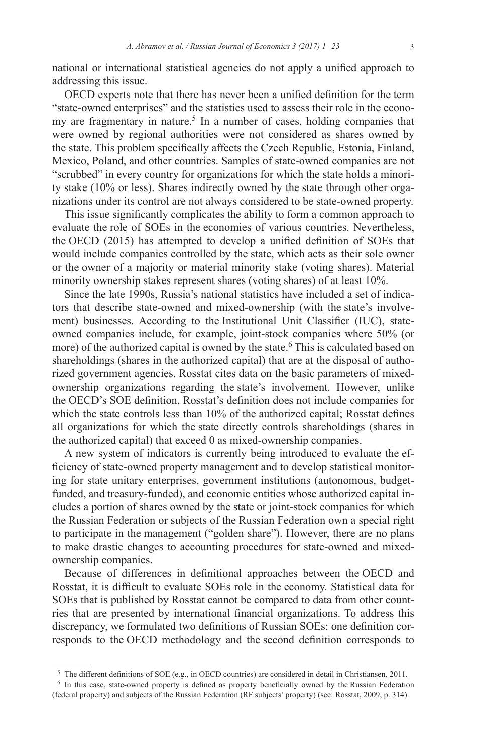national or international statistical agencies do not apply a unified approach to addressing this issue.

OECD experts note that there has never been a unified definition for the term "state-owned enterprises" and the statistics used to assess their role in the economy are fragmentary in nature.[5] In a number of cases, holding companies that were owned by regional authorities were not considered as shares owned by the state. This problem specifically affects the Czech Republic, Estonia, Finland, Mexico, Poland, and other countries. Samples of state-owned companies are not "scrubbed" in every country for organizations for which the state holds a minority stake (10% or less). Shares indirectly owned by the state through other organizations under its control are not always considered to be state-owned property.

This issue significantly complicates the ability to form a common approach to evaluate the role of SOEs in the economies of various countries. Nevertheless, the OECD (2015) has attempted to develop a unified definition of SOEs that would include companies controlled by the state, which acts as their sole owner or the owner of a majority or material minority stake (voting shares). Material minority ownership stakes represent shares (voting shares) of at least 10%.

Since the late 1990s, Russia's national statistics have included a set of indicators that describe state-owned and mixed-ownership (with the state's involvement) businesses. According to the Institutional Unit Classifier (IUC), state-owned companies include, for example, joint-stock companies where 50% (or more) of the authorized capital is owned by the state.[6] This is calculated based on shareholdings (shares in the authorized capital) that are at the disposal of authorized government agencies. Rosstat cites data on the basic parameters of mixed-ownership organizations regarding the state's involvement. However, unlike the OECD's SOE definition, Rosstat's definition does not include companies for which the state controls less than 10% of the authorized capital; Rosstat defines all organizations for which the state directly controls shareholdings (shares in the authorized capital) that exceed 0 as mixed-ownership companies.

A new system of indicators is currently being introduced to evaluate the efficiency of state-owned property management and to develop statistical monitoring for state unitary enterprises, government institutions (autonomous, budget-funded, and treasury-funded), and economic entities whose authorized capital includes a portion of shares owned by the state or joint-stock companies for which the Russian Federation or subjects of the Russian Federation own a special right to participate in the management ("golden share"). However, there are no plans to make drastic changes to accounting procedures for state-owned and mixed-ownership companies.

Because of differences in definitional approaches between the OECD and Rosstat, it is difficult to evaluate SOEs role in the economy. Statistical data for SOEs that is published by Rosstat cannot be compared to data from other countries that are presented by international financial organizations. To address this discrepancy, we formulated two definitions of Russian SOEs: one definition corresponds to the OECD methodology and the second definition corresponds to

---

[5] The different definitions of SOE (e.g., in OECD countries) are considered in detail in Christiansen, 2011.

[6] In this case, state-owned property is defined as property beneficially owned by the Russian Federation (federal property) and subjects of the Russian Federation (RF subjects' property) (see: Rosstat, 2009, p. 314).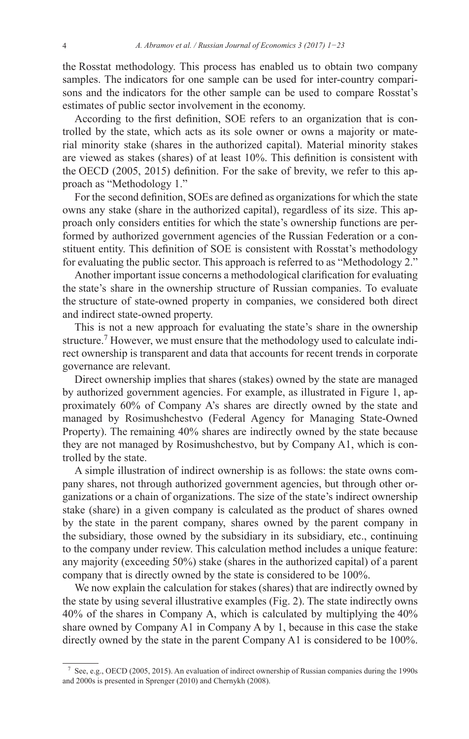the Rosstat methodology. This process has enabled us to obtain two company samples. The indicators for one sample can be used for inter-country comparisons and the indicators for the other sample can be used to compare Rosstat's estimates of public sector involvement in the economy.

According to the first definition, SOE refers to an organization that is controlled by the state, which acts as its sole owner or owns a majority or material minority stake (shares in the authorized capital). Material minority stakes are viewed as stakes (shares) of at least 10%. This definition is consistent with the OECD (2005, 2015) definition. For the sake of brevity, we refer to this approach as "Methodology 1."

For the second definition, SOEs are defined as organizations for which the state owns any stake (share in the authorized capital), regardless of its size. This approach only considers entities for which the state's ownership functions are performed by authorized government agencies of the Russian Federation or a constituent entity. This definition of SOE is consistent with Rosstat's methodology for evaluating the public sector. This approach is referred to as "Methodology 2."

Another important issue concerns a methodological clarification for evaluating the state's share in the ownership structure of Russian companies. To evaluate the structure of state-owned property in companies, we considered both direct and indirect state-owned property.

This is not a new approach for evaluating the state's share in the ownership structure.[7] However, we must ensure that the methodology used to calculate indirect ownership is transparent and data that accounts for recent trends in corporate governance are relevant.

Direct ownership implies that shares (stakes) owned by the state are managed by authorized government agencies. For example, as illustrated in Figure 1, approximately 60% of Company A's shares are directly owned by the state and managed by Rosimushchestvo (Federal Agency for Managing State-Owned Property). The remaining 40% shares are indirectly owned by the state because they are not managed by Rosimushchestvo, but by Company A1, which is controlled by the state.

A simple illustration of indirect ownership is as follows: the state owns company shares, not through authorized government agencies, but through other organizations or a chain of organizations. The size of the state's indirect ownership stake (share) in a given company is calculated as the product of shares owned by the state in the parent company, shares owned by the parent company in the subsidiary, those owned by the subsidiary in its subsidiary, etc., continuing to the company under review. This calculation method includes a unique feature: any majority (exceeding 50%) stake (shares in the authorized capital) of a parent company that is directly owned by the state is considered to be 100%.

We now explain the calculation for stakes (shares) that are indirectly owned by the state by using several illustrative examples (Fig. 2). The state indirectly owns 40% of the shares in Company A, which is calculated by multiplying the 40% share owned by Company A1 in Company A by 1, because in this case the stake directly owned by the state in the parent Company A1 is considered to be 100%.

---

[7] See, e.g., OECD (2005, 2015). An evaluation of indirect ownership of Russian companies during the 1990s and 2000s is presented in Sprenger (2010) and Chernykh (2008).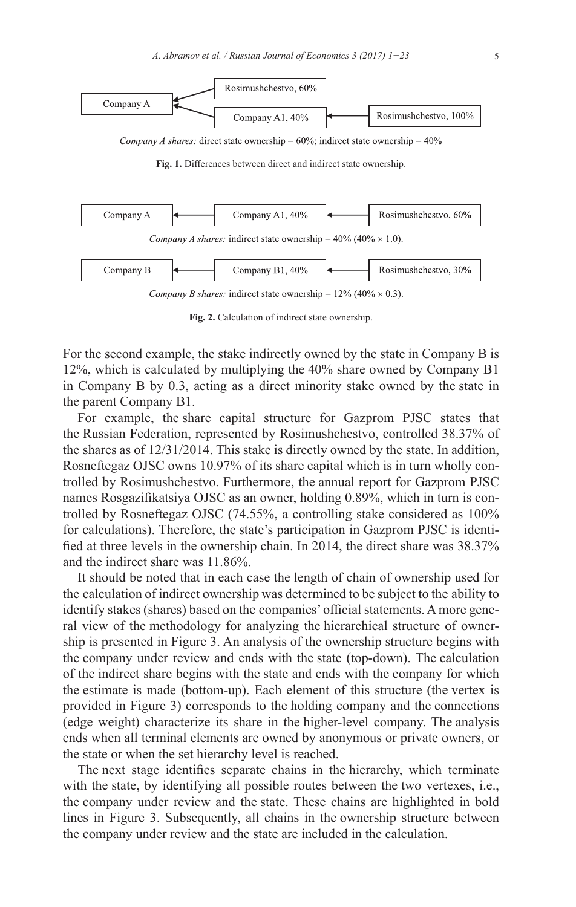| Company A | ← | Rosimushchestvo, 60% | | |
|---|---|---|---|---|
| | ← | Company A1, 40% | ← | Rosimushchestvo, 100% |

*Company A shares:* direct state ownership = 60%; indirect state ownership = 40%

**Fig. 1.** Differences between direct and indirect state ownership.

| Company A | ← | Company A1, 40% | ← | Rosimushchestvo, 60% |
|---|---|---|---|---|

*Company A shares:* indirect state ownership = 40% (40% × 1.0).

| Company B | ← | Company B1, 40% | ← | Rosimushchestvo, 30% |
|---|---|---|---|---|

*Company B shares:* indirect state ownership = 12% (40% × 0.3).

**Fig. 2.** Calculation of indirect state ownership.

For the second example, the stake indirectly owned by the state in Company B is 12%, which is calculated by multiplying the 40% share owned by Company B1 in Company B by 0.3, acting as a direct minority stake owned by the state in the parent Company B1.

For example, the share capital structure for Gazprom PJSC states that the Russian Federation, represented by Rosimushchestvo, controlled 38.37% of the shares as of 12/31/2014. This stake is directly owned by the state. In addition, Rosneftegaz OJSC owns 10.97% of its share capital which is in turn wholly controlled by Rosimushchestvo. Furthermore, the annual report for Gazprom PJSC names Rosgazifikatsiya OJSC as an owner, holding 0.89%, which in turn is controlled by Rosneftegaz OJSC (74.55%, a controlling stake considered as 100% for calculations). Therefore, the state's participation in Gazprom PJSC is identified at three levels in the ownership chain. In 2014, the direct share was 38.37% and the indirect share was 11.86%.

It should be noted that in each case the length of chain of ownership used for the calculation of indirect ownership was determined to be subject to the ability to identify stakes (shares) based on the companies' official statements. A more general view of the methodology for analyzing the hierarchical structure of ownership is presented in Figure 3. An analysis of the ownership structure begins with the company under review and ends with the state (top-down). The calculation of the indirect share begins with the state and ends with the company for which the estimate is made (bottom-up). Each element of this structure (the vertex is provided in Figure 3) corresponds to the holding company and the connections (edge weight) characterize its share in the higher-level company. The analysis ends when all terminal elements are owned by anonymous or private owners, or the state or when the set hierarchy level is reached.

The next stage identifies separate chains in the hierarchy, which terminate with the state, by identifying all possible routes between the two vertexes, i.e., the company under review and the state. These chains are highlighted in bold lines in Figure 3. Subsequently, all chains in the ownership structure between the company under review and the state are included in the calculation.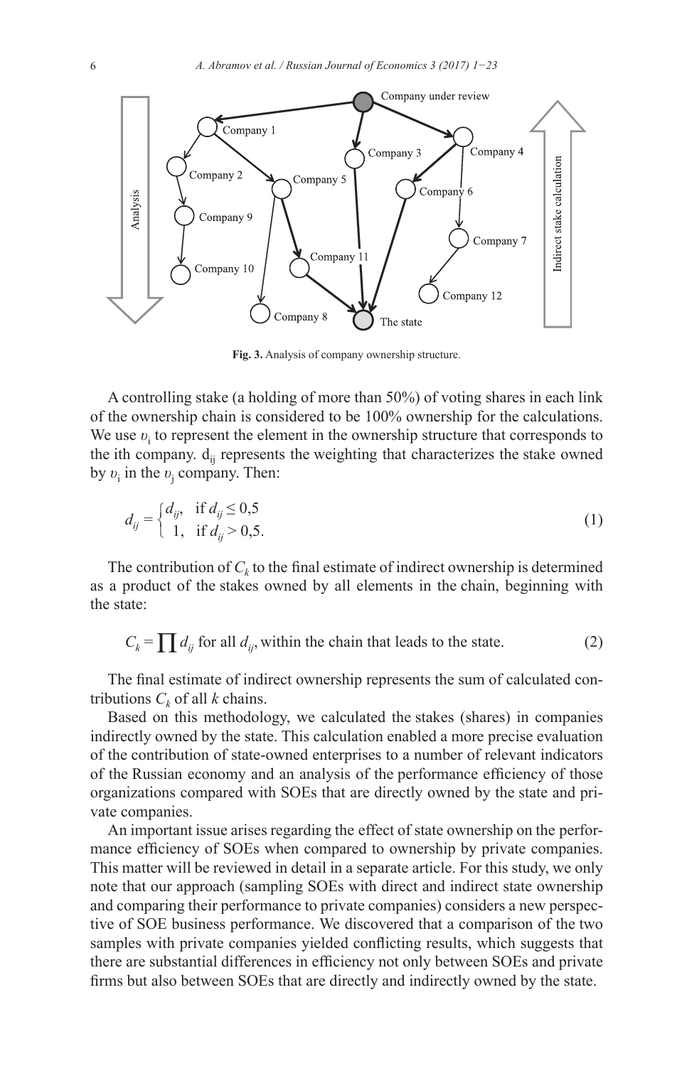Fig. 3. Analysis of company ownership structure.

A controlling stake (a holding of more than 50%) of voting shares in each link of the ownership chain is considered to be 100% ownership for the calculations. We use $\upsilon_i$ to represent the element in the ownership structure that corresponds to the ith company. $d_{ij}$ represents the weighting that characterizes the stake owned by $\upsilon_i$ in the $\upsilon_j$ company. Then:

$$d_{ij} = \begin{cases} d_{ij}, & \text{if } d_{ij} \leq 0{,}5 \\ 1, & \text{if } d_{ij} > 0{,}5. \end{cases} \tag{1}$$

The contribution of $C_k$ to the final estimate of indirect ownership is determined as a product of the stakes owned by all elements in the chain, beginning with the state:

$$C_k = \prod d_{ij} \text{ for all } d_{ij}, \text{ within the chain that leads to the state.} \tag{2}$$

The final estimate of indirect ownership represents the sum of calculated contributions $C_k$ of all $k$ chains.

Based on this methodology, we calculated the stakes (shares) in companies indirectly owned by the state. This calculation enabled a more precise evaluation of the contribution of state-owned enterprises to a number of relevant indicators of the Russian economy and an analysis of the performance efficiency of those organizations compared with SOEs that are directly owned by the state and private companies.

An important issue arises regarding the effect of state ownership on the performance efficiency of SOEs when compared to ownership by private companies. This matter will be reviewed in detail in a separate article. For this study, we only note that our approach (sampling SOEs with direct and indirect state ownership and comparing their performance to private companies) considers a new perspective of SOE business performance. We discovered that a comparison of the two samples with private companies yielded conflicting results, which suggests that there are substantial differences in efficiency not only between SOEs and private firms but also between SOEs that are directly and indirectly owned by the state.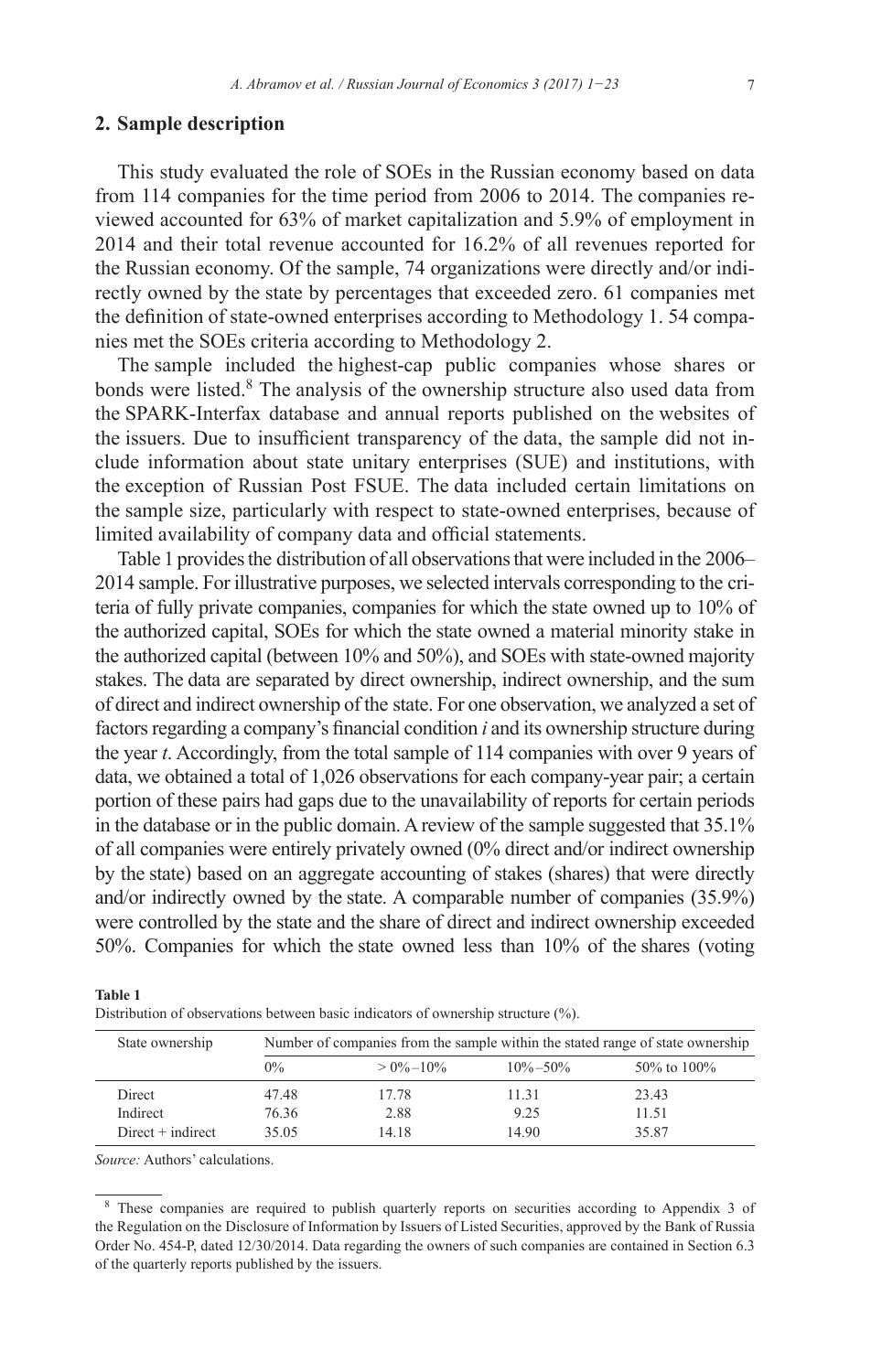## 2. Sample description

This study evaluated the role of SOEs in the Russian economy based on data from 114 companies for the time period from 2006 to 2014. The companies reviewed accounted for 63% of market capitalization and 5.9% of employment in 2014 and their total revenue accounted for 16.2% of all revenues reported for the Russian economy. Of the sample, 74 organizations were directly and/or indirectly owned by the state by percentages that exceeded zero. 61 companies met the definition of state-owned enterprises according to Methodology 1. 54 companies met the SOEs criteria according to Methodology 2.

The sample included the highest-cap public companies whose shares or bonds were listed.[8] The analysis of the ownership structure also used data from the SPARK-Interfax database and annual reports published on the websites of the issuers. Due to insufficient transparency of the data, the sample did not include information about state unitary enterprises (SUE) and institutions, with the exception of Russian Post FSUE. The data included certain limitations on the sample size, particularly with respect to state-owned enterprises, because of limited availability of company data and official statements.

Table 1 provides the distribution of all observations that were included in the 2006–2014 sample. For illustrative purposes, we selected intervals corresponding to the criteria of fully private companies, companies for which the state owned up to 10% of the authorized capital, SOEs for which the state owned a material minority stake in the authorized capital (between 10% and 50%), and SOEs with state-owned majority stakes. The data are separated by direct ownership, indirect ownership, and the sum of direct and indirect ownership of the state. For one observation, we analyzed a set of factors regarding a company's financial condition *i* and its ownership structure during the year *t*. Accordingly, from the total sample of 114 companies with over 9 years of data, we obtained a total of 1,026 observations for each company-year pair; a certain portion of these pairs had gaps due to the unavailability of reports for certain periods in the database or in the public domain. A review of the sample suggested that 35.1% of all companies were entirely privately owned (0% direct and/or indirect ownership by the state) based on an aggregate accounting of stakes (shares) that were directly and/or indirectly owned by the state. A comparable number of companies (35.9%) were controlled by the state and the share of direct and indirect ownership exceeded 50%. Companies for which the state owned less than 10% of the shares (voting

**Table 1**
Distribution of observations between basic indicators of ownership structure (%).

| State ownership | Number of companies from the sample within the stated range of state ownership | | | |
|---|---|---|---|---|
| | 0% | > 0%–10% | 10%–50% | 50% to 100% |
| Direct | 47.48 | 17.78 | 11.31 | 23.43 |
| Indirect | 76.36 | 2.88 | 9.25 | 11.51 |
| Direct + indirect | 35.05 | 14.18 | 14.90 | 35.87 |

*Source:* Authors' calculations.

[8] These companies are required to publish quarterly reports on securities according to Appendix 3 of the Regulation on the Disclosure of Information by Issuers of Listed Securities, approved by the Bank of Russia Order No. 454-P, dated 12/30/2014. Data regarding the owners of such companies are contained in Section 6.3 of the quarterly reports published by the issuers.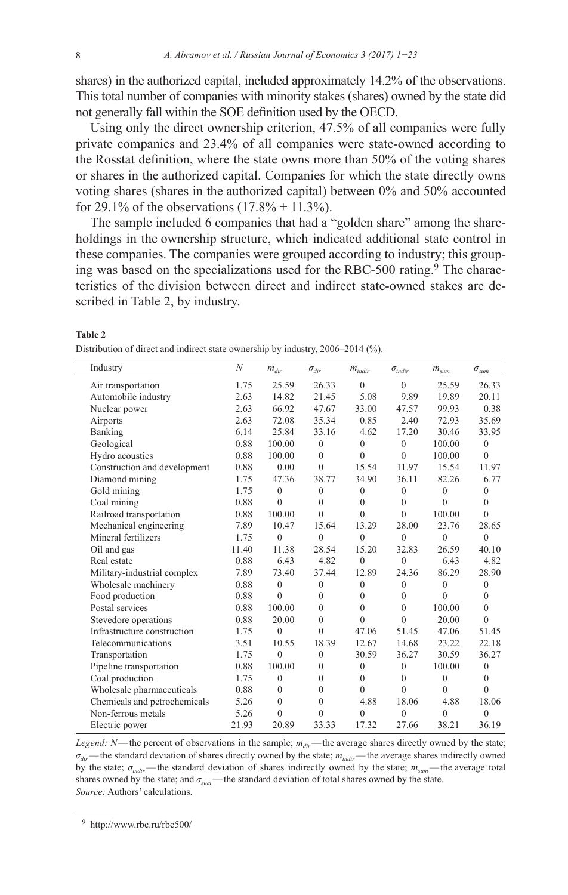shares) in the authorized capital, included approximately 14.2% of the observations. This total number of companies with minority stakes (shares) owned by the state did not generally fall within the SOE definition used by the OECD.

Using only the direct ownership criterion, 47.5% of all companies were fully private companies and 23.4% of all companies were state-owned according to the Rosstat definition, where the state owns more than 50% of the voting shares or shares in the authorized capital. Companies for which the state directly owns voting shares (shares in the authorized capital) between 0% and 50% accounted for 29.1% of the observations (17.8% + 11.3%).

The sample included 6 companies that had a "golden share" among the shareholdings in the ownership structure, which indicated additional state control in these companies. The companies were grouped according to industry; this grouping was based on the specializations used for the RBC-500 rating.[9] The characteristics of the division between direct and indirect state-owned stakes are described in Table 2, by industry.

**Table 2**

Distribution of direct and indirect state ownership by industry, 2006–2014 (%).

| Industry | $N$ | $m_{dir}$ | $\sigma_{dir}$ | $m_{indir}$ | $\sigma_{indir}$ | $m_{sum}$ | $\sigma_{sum}$ |
|---|---|---|---|---|---|---|---|
| Air transportation | 1.75 | 25.59 | 26.33 | 0 | 0 | 25.59 | 26.33 |
| Automobile industry | 2.63 | 14.82 | 21.45 | 5.08 | 9.89 | 19.89 | 20.11 |
| Nuclear power | 2.63 | 66.92 | 47.67 | 33.00 | 47.57 | 99.93 | 0.38 |
| Airports | 2.63 | 72.08 | 35.34 | 0.85 | 2.40 | 72.93 | 35.69 |
| Banking | 6.14 | 25.84 | 33.16 | 4.62 | 17.20 | 30.46 | 33.95 |
| Geological | 0.88 | 100.00 | 0 | 0 | 0 | 100.00 | 0 |
| Hydro acoustics | 0.88 | 100.00 | 0 | 0 | 0 | 100.00 | 0 |
| Construction and development | 0.88 | 0.00 | 0 | 15.54 | 11.97 | 15.54 | 11.97 |
| Diamond mining | 1.75 | 47.36 | 38.77 | 34.90 | 36.11 | 82.26 | 6.77 |
| Gold mining | 1.75 | 0 | 0 | 0 | 0 | 0 | 0 |
| Coal mining | 0.88 | 0 | 0 | 0 | 0 | 0 | 0 |
| Railroad transportation | 0.88 | 100.00 | 0 | 0 | 0 | 100.00 | 0 |
| Mechanical engineering | 7.89 | 10.47 | 15.64 | 13.29 | 28.00 | 23.76 | 28.65 |
| Mineral fertilizers | 1.75 | 0 | 0 | 0 | 0 | 0 | 0 |
| Oil and gas | 11.40 | 11.38 | 28.54 | 15.20 | 32.83 | 26.59 | 40.10 |
| Real estate | 0.88 | 6.43 | 4.82 | 0 | 0 | 6.43 | 4.82 |
| Military-industrial complex | 7.89 | 73.40 | 37.44 | 12.89 | 24.36 | 86.29 | 28.90 |
| Wholesale machinery | 0.88 | 0 | 0 | 0 | 0 | 0 | 0 |
| Food production | 0.88 | 0 | 0 | 0 | 0 | 0 | 0 |
| Postal services | 0.88 | 100.00 | 0 | 0 | 0 | 100.00 | 0 |
| Stevedore operations | 0.88 | 20.00 | 0 | 0 | 0 | 20.00 | 0 |
| Infrastructure construction | 1.75 | 0 | 0 | 47.06 | 51.45 | 47.06 | 51.45 |
| Telecommunications | 3.51 | 10.55 | 18.39 | 12.67 | 14.68 | 23.22 | 22.18 |
| Transportation | 1.75 | 0 | 0 | 30.59 | 36.27 | 30.59 | 36.27 |
| Pipeline transportation | 0.88 | 100.00 | 0 | 0 | 0 | 100.00 | 0 |
| Coal production | 1.75 | 0 | 0 | 0 | 0 | 0 | 0 |
| Wholesale pharmaceuticals | 0.88 | 0 | 0 | 0 | 0 | 0 | 0 |
| Chemicals and petrochemicals | 5.26 | 0 | 0 | 4.88 | 18.06 | 4.88 | 18.06 |
| Non-ferrous metals | 5.26 | 0 | 0 | 0 | 0 | 0 | 0 |
| Electric power | 21.93 | 20.89 | 33.33 | 17.32 | 27.66 | 38.21 | 36.19 |

*Legend:* $N$ — the percent of observations in the sample; $m_{dir}$ — the average shares directly owned by the state; $\sigma_{dir}$ — the standard deviation of shares directly owned by the state; $m_{indir}$ — the average shares indirectly owned by the state; $\sigma_{indir}$ — the standard deviation of shares indirectly owned by the state; $m_{sum}$ — the average total shares owned by the state; and $\sigma_{sum}$ — the standard deviation of total shares owned by the state.
*Source:* Authors' calculations.

[9] http://www.rbc.ru/rbc500/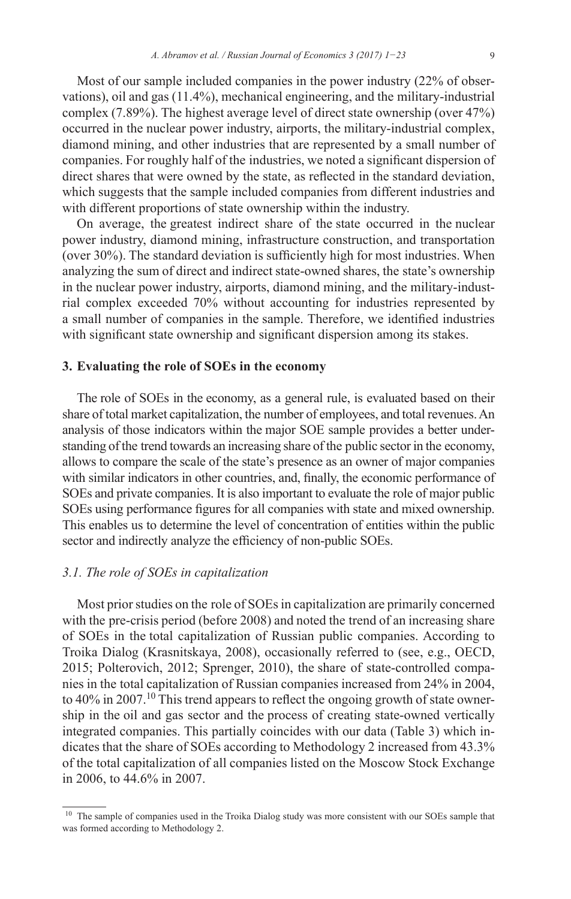Most of our sample included companies in the power industry (22% of observations), oil and gas (11.4%), mechanical engineering, and the military-industrial complex (7.89%). The highest average level of direct state ownership (over 47%) occurred in the nuclear power industry, airports, the military-industrial complex, diamond mining, and other industries that are represented by a small number of companies. For roughly half of the industries, we noted a significant dispersion of direct shares that were owned by the state, as reflected in the standard deviation, which suggests that the sample included companies from different industries and with different proportions of state ownership within the industry.

On average, the greatest indirect share of the state occurred in the nuclear power industry, diamond mining, infrastructure construction, and transportation (over 30%). The standard deviation is sufficiently high for most industries. When analyzing the sum of direct and indirect state-owned shares, the state's ownership in the nuclear power industry, airports, diamond mining, and the military-industrial complex exceeded 70% without accounting for industries represented by a small number of companies in the sample. Therefore, we identified industries with significant state ownership and significant dispersion among its stakes.

## 3. Evaluating the role of SOEs in the economy

The role of SOEs in the economy, as a general rule, is evaluated based on their share of total market capitalization, the number of employees, and total revenues. An analysis of those indicators within the major SOE sample provides a better understanding of the trend towards an increasing share of the public sector in the economy, allows to compare the scale of the state's presence as an owner of major companies with similar indicators in other countries, and, finally, the economic performance of SOEs and private companies. It is also important to evaluate the role of major public SOEs using performance figures for all companies with state and mixed ownership. This enables us to determine the level of concentration of entities within the public sector and indirectly analyze the efficiency of non-public SOEs.

### *3.1. The role of SOEs in capitalization*

Most prior studies on the role of SOEs in capitalization are primarily concerned with the pre-crisis period (before 2008) and noted the trend of an increasing share of SOEs in the total capitalization of Russian public companies. According to Troika Dialog (Krasnitskaya, 2008), occasionally referred to (see, e.g., OECD, 2015; Polterovich, 2012; Sprenger, 2010), the share of state-controlled companies in the total capitalization of Russian companies increased from 24% in 2004, to 40% in 2007.[10] This trend appears to reflect the ongoing growth of state ownership in the oil and gas sector and the process of creating state-owned vertically integrated companies. This partially coincides with our data (Table 3) which indicates that the share of SOEs according to Methodology 2 increased from 43.3% of the total capitalization of all companies listed on the Moscow Stock Exchange in 2006, to 44.6% in 2007.

---

[10] The sample of companies used in the Troika Dialog study was more consistent with our SOEs sample that was formed according to Methodology 2.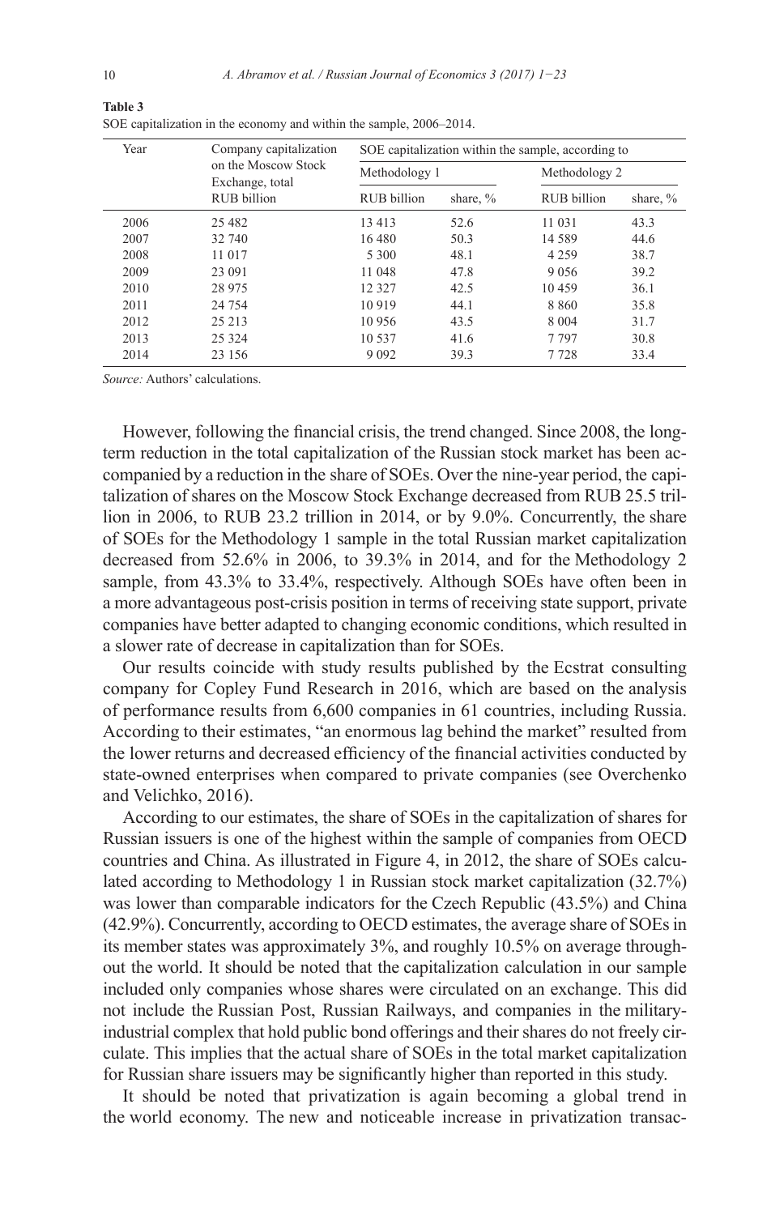**Table 3**
SOE capitalization in the economy and within the sample, 2006–2014.

| Year | Company capitalization on the Moscow Stock Exchange, total | SOE capitalization within the sample, according to | | | |
|---|---|---|---|---|---|
| | | Methodology 1 | | Methodology 2 | |
| | RUB billion | RUB billion | share, % | RUB billion | share, % |
| 2006 | 25 482 | 13 413 | 52.6 | 11 031 | 43.3 |
| 2007 | 32 740 | 16 480 | 50.3 | 14 589 | 44.6 |
| 2008 | 11 017 | 5 300 | 48.1 | 4 259 | 38.7 |
| 2009 | 23 091 | 11 048 | 47.8 | 9 056 | 39.2 |
| 2010 | 28 975 | 12 327 | 42.5 | 10 459 | 36.1 |
| 2011 | 24 754 | 10 919 | 44.1 | 8 860 | 35.8 |
| 2012 | 25 213 | 10 956 | 43.5 | 8 004 | 31.7 |
| 2013 | 25 324 | 10 537 | 41.6 | 7 797 | 30.8 |
| 2014 | 23 156 | 9 092 | 39.3 | 7 728 | 33.4 |

*Source:* Authors' calculations.

However, following the financial crisis, the trend changed. Since 2008, the long-term reduction in the total capitalization of the Russian stock market has been accompanied by a reduction in the share of SOEs. Over the nine-year period, the capitalization of shares on the Moscow Stock Exchange decreased from RUB 25.5 trillion in 2006, to RUB 23.2 trillion in 2014, or by 9.0%. Concurrently, the share of SOEs for the Methodology 1 sample in the total Russian market capitalization decreased from 52.6% in 2006, to 39.3% in 2014, and for the Methodology 2 sample, from 43.3% to 33.4%, respectively. Although SOEs have often been in a more advantageous post-crisis position in terms of receiving state support, private companies have better adapted to changing economic conditions, which resulted in a slower rate of decrease in capitalization than for SOEs.

Our results coincide with study results published by the Ecstrat consulting company for Copley Fund Research in 2016, which are based on the analysis of performance results from 6,600 companies in 61 countries, including Russia. According to their estimates, "an enormous lag behind the market" resulted from the lower returns and decreased efficiency of the financial activities conducted by state-owned enterprises when compared to private companies (see Overchenko and Velichko, 2016).

According to our estimates, the share of SOEs in the capitalization of shares for Russian issuers is one of the highest within the sample of companies from OECD countries and China. As illustrated in Figure 4, in 2012, the share of SOEs calculated according to Methodology 1 in Russian stock market capitalization (32.7%) was lower than comparable indicators for the Czech Republic (43.5%) and China (42.9%). Concurrently, according to OECD estimates, the average share of SOEs in its member states was approximately 3%, and roughly 10.5% on average throughout the world. It should be noted that the capitalization calculation in our sample included only companies whose shares were circulated on an exchange. This did not include the Russian Post, Russian Railways, and companies in the military-industrial complex that hold public bond offerings and their shares do not freely circulate. This implies that the actual share of SOEs in the total market capitalization for Russian share issuers may be significantly higher than reported in this study.

It should be noted that privatization is again becoming a global trend in the world economy. The new and noticeable increase in privatization transac-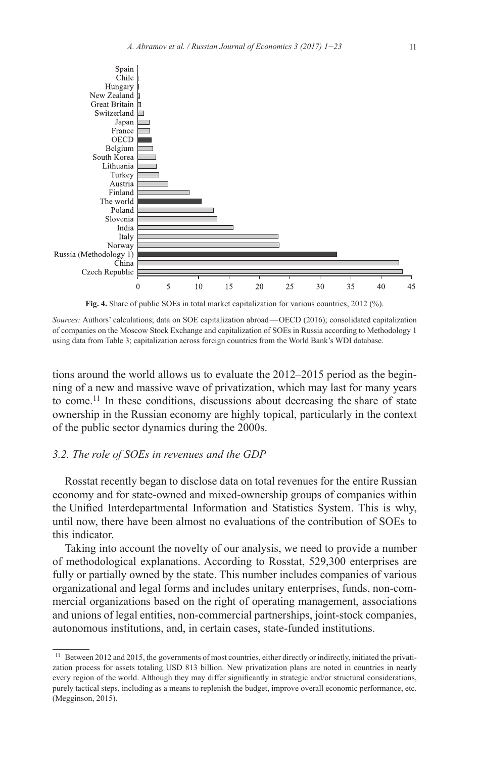**Fig. 4.** Share of public SOEs in total market capitalization for various countries, 2012 (%).

*Sources:* Authors' calculations; data on SOE capitalization abroad — OECD (2016); consolidated capitalization of companies on the Moscow Stock Exchange and capitalization of SOEs in Russia according to Methodology 1 using data from Table 3; capitalization across foreign countries from the World Bank's WDI database.

tions around the world allows us to evaluate the 2012–2015 period as the beginning of a new and massive wave of privatization, which may last for many years to come.[11] In these conditions, discussions about decreasing the share of state ownership in the Russian economy are highly topical, particularly in the context of the public sector dynamics during the 2000s.

### *3.2. The role of SOEs in revenues and the GDP*

Rosstat recently began to disclose data on total revenues for the entire Russian economy and for state-owned and mixed-ownership groups of companies within the Unified Interdepartmental Information and Statistics System. This is why, until now, there have been almost no evaluations of the contribution of SOEs to this indicator.

Taking into account the novelty of our analysis, we need to provide a number of methodological explanations. According to Rosstat, 529,300 enterprises are fully or partially owned by the state. This number includes companies of various organizational and legal forms and includes unitary enterprises, funds, non-commercial organizations based on the right of operating management, associations and unions of legal entities, non-commercial partnerships, joint-stock companies, autonomous institutions, and, in certain cases, state-funded institutions.

[11] Between 2012 and 2015, the governments of most countries, either directly or indirectly, initiated the privatization process for assets totaling USD 813 billion. New privatization plans are noted in countries in nearly every region of the world. Although they may differ significantly in strategic and/or structural considerations, purely tactical steps, including as a means to replenish the budget, improve overall economic performance, etc. (Megginson, 2015).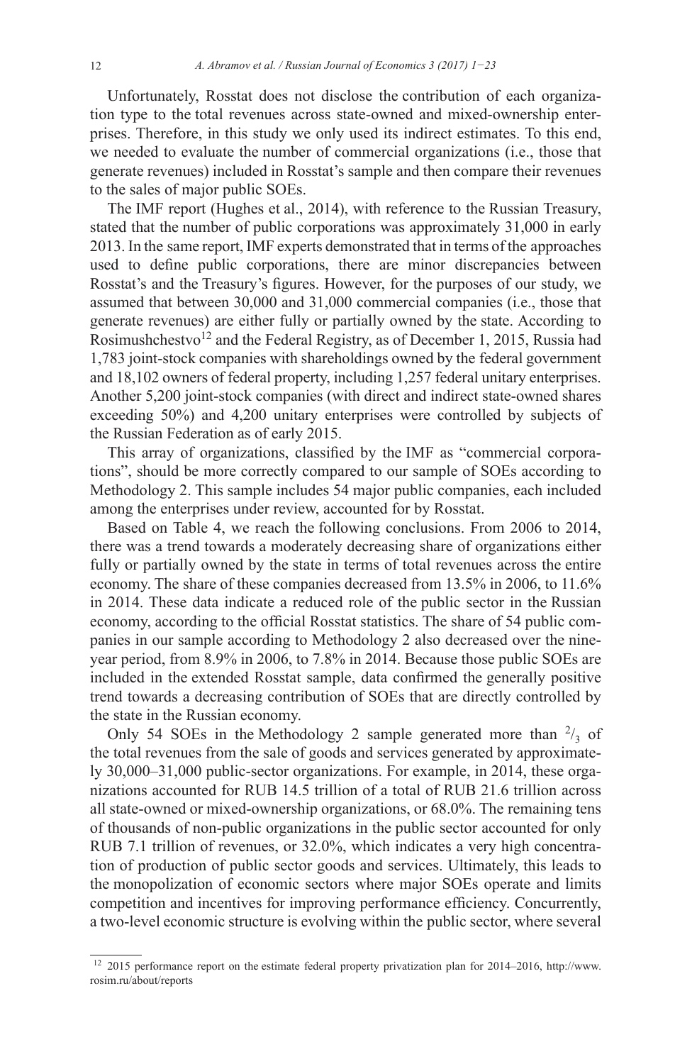Unfortunately, Rosstat does not disclose the contribution of each organization type to the total revenues across state-owned and mixed-ownership enterprises. Therefore, in this study we only used its indirect estimates. To this end, we needed to evaluate the number of commercial organizations (i.e., those that generate revenues) included in Rosstat's sample and then compare their revenues to the sales of major public SOEs.

The IMF report (Hughes et al., 2014), with reference to the Russian Treasury, stated that the number of public corporations was approximately 31,000 in early 2013. In the same report, IMF experts demonstrated that in terms of the approaches used to define public corporations, there are minor discrepancies between Rosstat's and the Treasury's figures. However, for the purposes of our study, we assumed that between 30,000 and 31,000 commercial companies (i.e., those that generate revenues) are either fully or partially owned by the state. According to Rosimushchestvo[12] and the Federal Registry, as of December 1, 2015, Russia had 1,783 joint-stock companies with shareholdings owned by the federal government and 18,102 owners of federal property, including 1,257 federal unitary enterprises. Another 5,200 joint-stock companies (with direct and indirect state-owned shares exceeding 50%) and 4,200 unitary enterprises were controlled by subjects of the Russian Federation as of early 2015.

This array of organizations, classified by the IMF as "commercial corporations", should be more correctly compared to our sample of SOEs according to Methodology 2. This sample includes 54 major public companies, each included among the enterprises under review, accounted for by Rosstat.

Based on Table 4, we reach the following conclusions. From 2006 to 2014, there was a trend towards a moderately decreasing share of organizations either fully or partially owned by the state in terms of total revenues across the entire economy. The share of these companies decreased from 13.5% in 2006, to 11.6% in 2014. These data indicate a reduced role of the public sector in the Russian economy, according to the official Rosstat statistics. The share of 54 public companies in our sample according to Methodology 2 also decreased over the nine-year period, from 8.9% in 2006, to 7.8% in 2014. Because those public SOEs are included in the extended Rosstat sample, data confirmed the generally positive trend towards a decreasing contribution of SOEs that are directly controlled by the state in the Russian economy.

Only 54 SOEs in the Methodology 2 sample generated more than $^{2}/_{3}$ of the total revenues from the sale of goods and services generated by approximately 30,000–31,000 public-sector organizations. For example, in 2014, these organizations accounted for RUB 14.5 trillion of a total of RUB 21.6 trillion across all state-owned or mixed-ownership organizations, or 68.0%. The remaining tens of thousands of non-public organizations in the public sector accounted for only RUB 7.1 trillion of revenues, or 32.0%, which indicates a very high concentration of production of public sector goods and services. Ultimately, this leads to the monopolization of economic sectors where major SOEs operate and limits competition and incentives for improving performance efficiency. Concurrently, a two-level economic structure is evolving within the public sector, where several

[12] 2015 performance report on the estimate federal property privatization plan for 2014–2016, http://www.rosim.ru/about/reports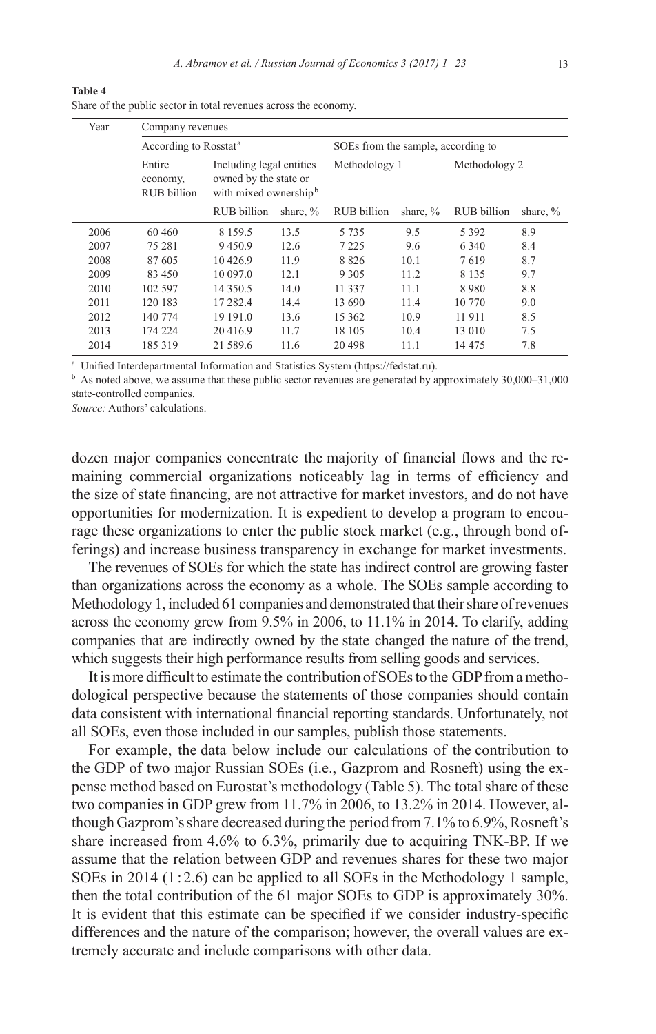**Table 4**

Share of the public sector in total revenues across the economy.

| Year | Company revenues | | | | | | |
|---|---|---|---|---|---|---|---|
| | According to Rosstat[a] | | | SOEs from the sample, according to | | | |
| | Entire economy, RUB billion | Including legal entities owned by the state or with mixed ownership[b] | | Methodology 1 | | Methodology 2 | |
| | | RUB billion | share, % | RUB billion | share, % | RUB billion | share, % |
| 2006 | 60 460 | 8 159.5 | 13.5 | 5 735 | 9.5 | 5 392 | 8.9 |
| 2007 | 75 281 | 9 450.9 | 12.6 | 7 225 | 9.6 | 6 340 | 8.4 |
| 2008 | 87 605 | 10 426.9 | 11.9 | 8 826 | 10.1 | 7 619 | 8.7 |
| 2009 | 83 450 | 10 097.0 | 12.1 | 9 305 | 11.2 | 8 135 | 9.7 |
| 2010 | 102 597 | 14 350.5 | 14.0 | 11 337 | 11.1 | 8 980 | 8.8 |
| 2011 | 120 183 | 17 282.4 | 14.4 | 13 690 | 11.4 | 10 770 | 9.0 |
| 2012 | 140 774 | 19 191.0 | 13.6 | 15 362 | 10.9 | 11 911 | 8.5 |
| 2013 | 174 224 | 20 416.9 | 11.7 | 18 105 | 10.4 | 13 010 | 7.5 |
| 2014 | 185 319 | 21 589.6 | 11.6 | 20 498 | 11.1 | 14 475 | 7.8 |

[a] Unified Interdepartmental Information and Statistics System (https://fedstat.ru).

[b] As noted above, we assume that these public sector revenues are generated by approximately 30,000–31,000 state-controlled companies.

*Source:* Authors' calculations.

dozen major companies concentrate the majority of financial flows and the remaining commercial organizations noticeably lag in terms of efficiency and the size of state financing, are not attractive for market investors, and do not have opportunities for modernization. It is expedient to develop a program to encourage these organizations to enter the public stock market (e.g., through bond offerings) and increase business transparency in exchange for market investments.

The revenues of SOEs for which the state has indirect control are growing faster than organizations across the economy as a whole. The SOEs sample according to Methodology 1, included 61 companies and demonstrated that their share of revenues across the economy grew from 9.5% in 2006, to 11.1% in 2014. To clarify, adding companies that are indirectly owned by the state changed the nature of the trend, which suggests their high performance results from selling goods and services.

It is more difficult to estimate the contribution of SOEs to the GDP from a methodological perspective because the statements of those companies should contain data consistent with international financial reporting standards. Unfortunately, not all SOEs, even those included in our samples, publish those statements.

For example, the data below include our calculations of the contribution to the GDP of two major Russian SOEs (i.e., Gazprom and Rosneft) using the expense method based on Eurostat's methodology (Table 5). The total share of these two companies in GDP grew from 11.7% in 2006, to 13.2% in 2014. However, although Gazprom's share decreased during the period from 7.1% to 6.9%, Rosneft's share increased from 4.6% to 6.3%, primarily due to acquiring TNK-BP. If we assume that the relation between GDP and revenues shares for these two major SOEs in 2014 (1 : 2.6) can be applied to all SOEs in the Methodology 1 sample, then the total contribution of the 61 major SOEs to GDP is approximately 30%. It is evident that this estimate can be specified if we consider industry-specific differences and the nature of the comparison; however, the overall values are extremely accurate and include comparisons with other data.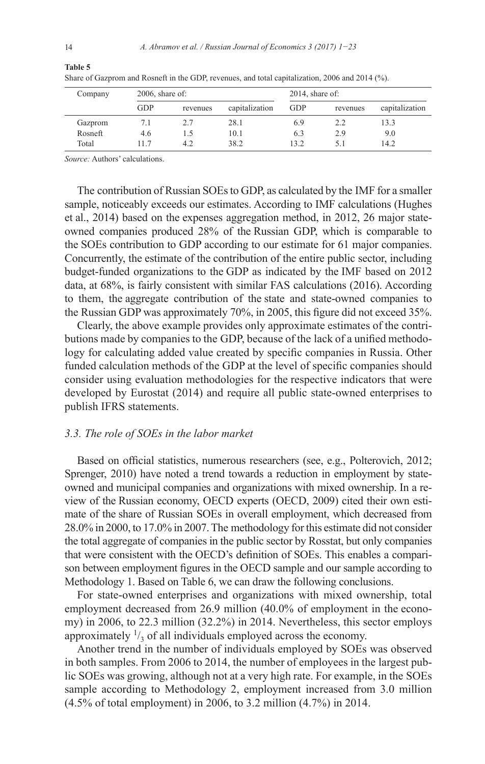**Table 5**
Share of Gazprom and Rosneft in the GDP, revenues, and total capitalization, 2006 and 2014 (%).

| Company | 2006, share of: | | | 2014, share of: | | |
|---|---|---|---|---|---|---|
| | GDP | revenues | capitalization | GDP | revenues | capitalization |
| Gazprom | 7.1 | 2.7 | 28.1 | 6.9 | 2.2 | 13.3 |
| Rosneft | 4.6 | 1.5 | 10.1 | 6.3 | 2.9 | 9.0 |
| Total | 11.7 | 4.2 | 38.2 | 13.2 | 5.1 | 14.2 |

*Source:* Authors' calculations.

The contribution of Russian SOEs to GDP, as calculated by the IMF for a smaller sample, noticeably exceeds our estimates. According to IMF calculations (Hughes et al., 2014) based on the expenses aggregation method, in 2012, 26 major state-owned companies produced 28% of the Russian GDP, which is comparable to the SOEs contribution to GDP according to our estimate for 61 major companies. Concurrently, the estimate of the contribution of the entire public sector, including budget-funded organizations to the GDP as indicated by the IMF based on 2012 data, at 68%, is fairly consistent with similar FAS calculations (2016). According to them, the aggregate contribution of the state and state-owned companies to the Russian GDP was approximately 70%, in 2005, this figure did not exceed 35%.

Clearly, the above example provides only approximate estimates of the contributions made by companies to the GDP, because of the lack of a unified methodology for calculating added value created by specific companies in Russia. Other funded calculation methods of the GDP at the level of specific companies should consider using evaluation methodologies for the respective indicators that were developed by Eurostat (2014) and require all public state-owned enterprises to publish IFRS statements.

### *3.3. The role of SOEs in the labor market*

Based on official statistics, numerous researchers (see, e.g., Polterovich, 2012; Sprenger, 2010) have noted a trend towards a reduction in employment by state-owned and municipal companies and organizations with mixed ownership. In a review of the Russian economy, OECD experts (OECD, 2009) cited their own estimate of the share of Russian SOEs in overall employment, which decreased from 28.0% in 2000, to 17.0% in 2007. The methodology for this estimate did not consider the total aggregate of companies in the public sector by Rosstat, but only companies that were consistent with the OECD's definition of SOEs. This enables a comparison between employment figures in the OECD sample and our sample according to Methodology 1. Based on Table 6, we can draw the following conclusions.

For state-owned enterprises and organizations with mixed ownership, total employment decreased from 26.9 million (40.0% of employment in the economy) in 2006, to 22.3 million (32.2%) in 2014. Nevertheless, this sector employs approximately $^{1}/_{3}$ of all individuals employed across the economy.

Another trend in the number of individuals employed by SOEs was observed in both samples. From 2006 to 2014, the number of employees in the largest public SOEs was growing, although not at a very high rate. For example, in the SOEs sample according to Methodology 2, employment increased from 3.0 million (4.5% of total employment) in 2006, to 3.2 million (4.7%) in 2014.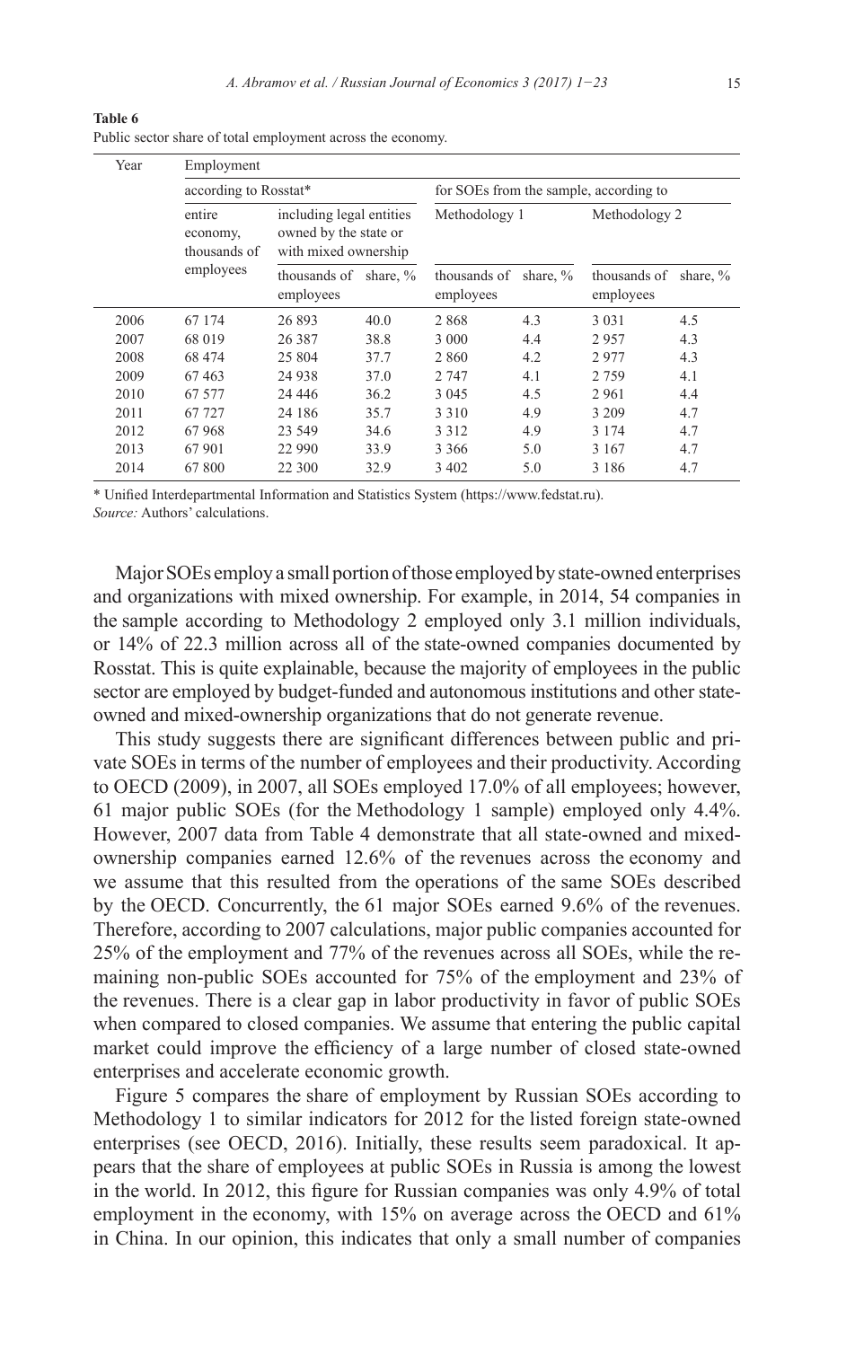**Table 6**

Public sector share of total employment across the economy.

| Year | Employment | | | | | | |
|---|---|---|---|---|---|---|---|
| | according to Rosstat* | | | for SOEs from the sample, according to | | | |
| | entire economy, thousands of employees | including legal entities owned by the state or with mixed ownership | | Methodology 1 | | Methodology 2 | |
| | | thousands of employees | share, % | thousands of employees | share, % | thousands of employees | share, % |
| 2006 | 67 174 | 26 893 | 40.0 | 2 868 | 4.3 | 3 031 | 4.5 |
| 2007 | 68 019 | 26 387 | 38.8 | 3 000 | 4.4 | 2 957 | 4.3 |
| 2008 | 68 474 | 25 804 | 37.7 | 2 860 | 4.2 | 2 977 | 4.3 |
| 2009 | 67 463 | 24 938 | 37.0 | 2 747 | 4.1 | 2 759 | 4.1 |
| 2010 | 67 577 | 24 446 | 36.2 | 3 045 | 4.5 | 2 961 | 4.4 |
| 2011 | 67 727 | 24 186 | 35.7 | 3 310 | 4.9 | 3 209 | 4.7 |
| 2012 | 67 968 | 23 549 | 34.6 | 3 312 | 4.9 | 3 174 | 4.7 |
| 2013 | 67 901 | 22 990 | 33.9 | 3 366 | 5.0 | 3 167 | 4.7 |
| 2014 | 67 800 | 22 300 | 32.9 | 3 402 | 5.0 | 3 186 | 4.7 |

* Unified Interdepartmental Information and Statistics System (https://www.fedstat.ru).

*Source:* Authors' calculations.

Major SOEs employ a small portion of those employed by state-owned enterprises and organizations with mixed ownership. For example, in 2014, 54 companies in the sample according to Methodology 2 employed only 3.1 million individuals, or 14% of 22.3 million across all of the state-owned companies documented by Rosstat. This is quite explainable, because the majority of employees in the public sector are employed by budget-funded and autonomous institutions and other state-owned and mixed-ownership organizations that do not generate revenue.

This study suggests there are significant differences between public and private SOEs in terms of the number of employees and their productivity. According to OECD (2009), in 2007, all SOEs employed 17.0% of all employees; however, 61 major public SOEs (for the Methodology 1 sample) employed only 4.4%. However, 2007 data from Table 4 demonstrate that all state-owned and mixed-ownership companies earned 12.6% of the revenues across the economy and we assume that this resulted from the operations of the same SOEs described by the OECD. Concurrently, the 61 major SOEs earned 9.6% of the revenues. Therefore, according to 2007 calculations, major public companies accounted for 25% of the employment and 77% of the revenues across all SOEs, while the remaining non-public SOEs accounted for 75% of the employment and 23% of the revenues. There is a clear gap in labor productivity in favor of public SOEs when compared to closed companies. We assume that entering the public capital market could improve the efficiency of a large number of closed state-owned enterprises and accelerate economic growth.

Figure 5 compares the share of employment by Russian SOEs according to Methodology 1 to similar indicators for 2012 for the listed foreign state-owned enterprises (see OECD, 2016). Initially, these results seem paradoxical. It appears that the share of employees at public SOEs in Russia is among the lowest in the world. In 2012, this figure for Russian companies was only 4.9% of total employment in the economy, with 15% on average across the OECD and 61% in China. In our opinion, this indicates that only a small number of companies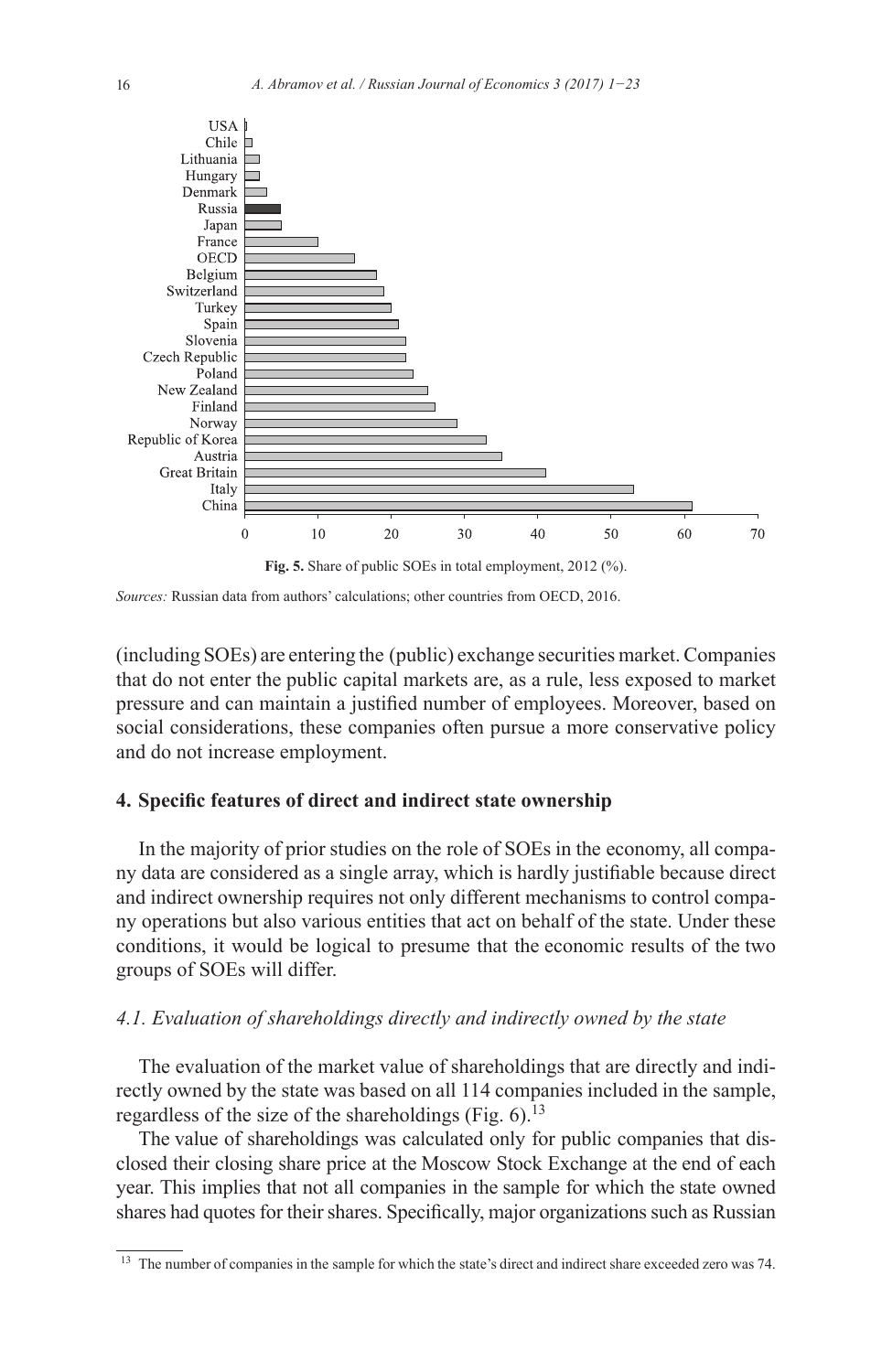Fig. 5. Share of public SOEs in total employment, 2012 (%).

*Sources:* Russian data from authors' calculations; other countries from OECD, 2016.

(including SOEs) are entering the (public) exchange securities market. Companies that do not enter the public capital markets are, as a rule, less exposed to market pressure and can maintain a justified number of employees. Moreover, based on social considerations, these companies often pursue a more conservative policy and do not increase employment.

## 4. Specific features of direct and indirect state ownership

In the majority of prior studies on the role of SOEs in the economy, all company data are considered as a single array, which is hardly justifiable because direct and indirect ownership requires not only different mechanisms to control company operations but also various entities that act on behalf of the state. Under these conditions, it would be logical to presume that the economic results of the two groups of SOEs will differ.

### *4.1. Evaluation of shareholdings directly and indirectly owned by the state*

The evaluation of the market value of shareholdings that are directly and indirectly owned by the state was based on all 114 companies included in the sample, regardless of the size of the shareholdings (Fig. 6).[13]

The value of shareholdings was calculated only for public companies that disclosed their closing share price at the Moscow Stock Exchange at the end of each year. This implies that not all companies in the sample for which the state owned shares had quotes for their shares. Specifically, major organizations such as Russian

[13] The number of companies in the sample for which the state's direct and indirect share exceeded zero was 74.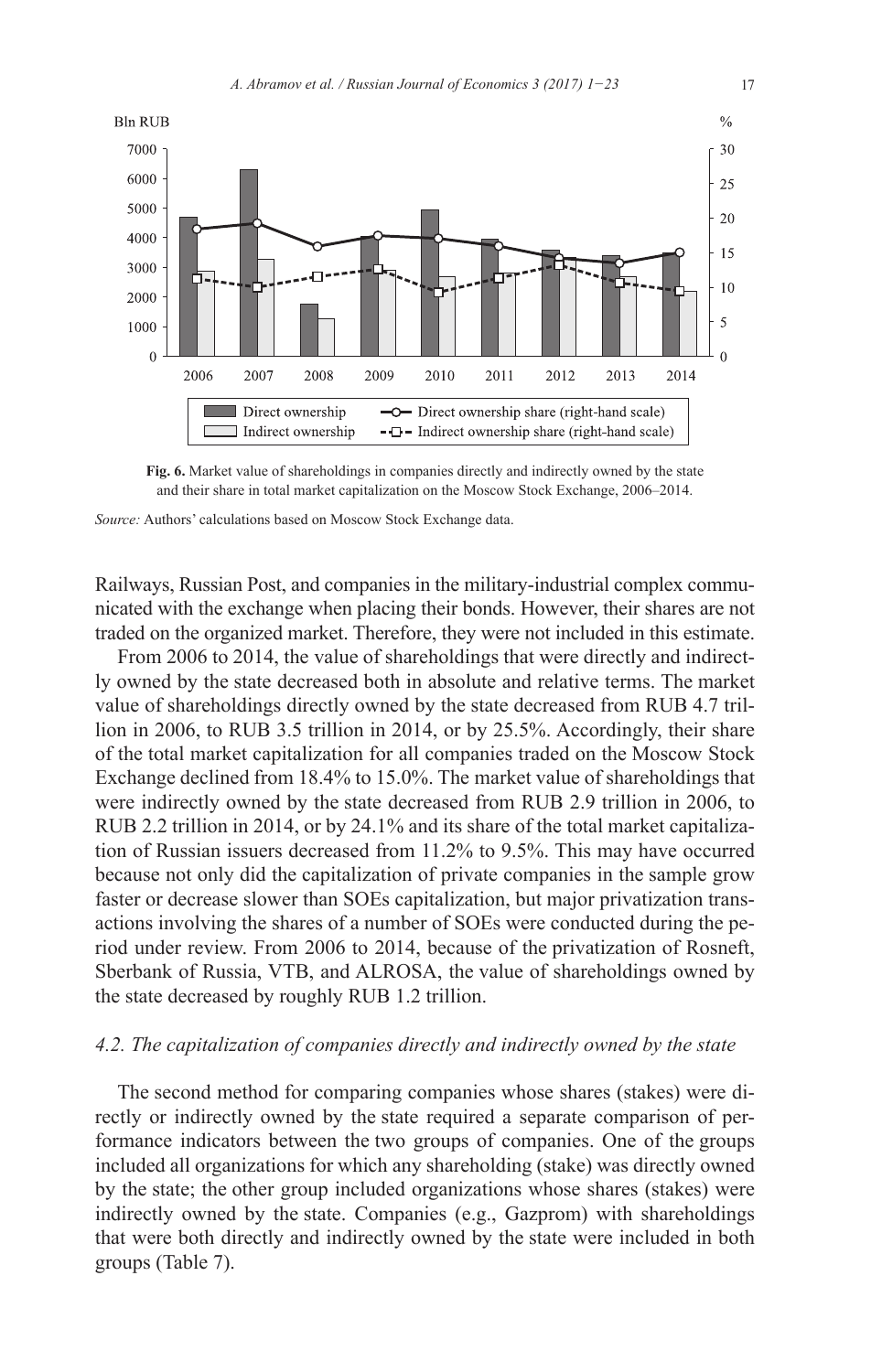**Fig. 6.** Market value of shareholdings in companies directly and indirectly owned by the state and their share in total market capitalization on the Moscow Stock Exchange, 2006–2014.

*Source:* Authors' calculations based on Moscow Stock Exchange data.

Railways, Russian Post, and companies in the military-industrial complex communicated with the exchange when placing their bonds. However, their shares are not traded on the organized market. Therefore, they were not included in this estimate.

From 2006 to 2014, the value of shareholdings that were directly and indirectly owned by the state decreased both in absolute and relative terms. The market value of shareholdings directly owned by the state decreased from RUB 4.7 trillion in 2006, to RUB 3.5 trillion in 2014, or by 25.5%. Accordingly, their share of the total market capitalization for all companies traded on the Moscow Stock Exchange declined from 18.4% to 15.0%. The market value of shareholdings that were indirectly owned by the state decreased from RUB 2.9 trillion in 2006, to RUB 2.2 trillion in 2014, or by 24.1% and its share of the total market capitalization of Russian issuers decreased from 11.2% to 9.5%. This may have occurred because not only did the capitalization of private companies in the sample grow faster or decrease slower than SOEs capitalization, but major privatization transactions involving the shares of a number of SOEs were conducted during the period under review. From 2006 to 2014, because of the privatization of Rosneft, Sberbank of Russia, VTB, and ALROSA, the value of shareholdings owned by the state decreased by roughly RUB 1.2 trillion.

### *4.2. The capitalization of companies directly and indirectly owned by the state*

The second method for comparing companies whose shares (stakes) were directly or indirectly owned by the state required a separate comparison of performance indicators between the two groups of companies. One of the groups included all organizations for which any shareholding (stake) was directly owned by the state; the other group included organizations whose shares (stakes) were indirectly owned by the state. Companies (e.g., Gazprom) with shareholdings that were both directly and indirectly owned by the state were included in both groups (Table 7).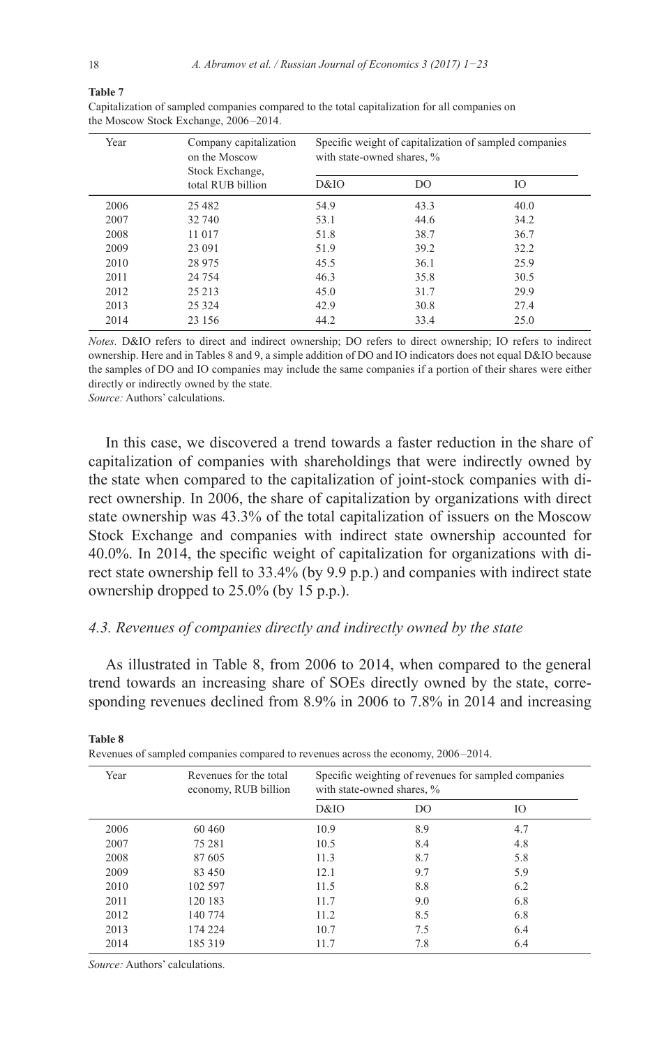**Table 7**

Capitalization of sampled companies compared to the total capitalization for all companies on the Moscow Stock Exchange, 2006–2014.

| Year | Company capitalization on the Moscow Stock Exchange, total RUB billion | Specific weight of capitalization of sampled companies with state-owned shares, % | | |
|---|---|---|---|---|
| | | D&IO | DO | IO |
| 2006 | 25 482 | 54.9 | 43.3 | 40.0 |
| 2007 | 32 740 | 53.1 | 44.6 | 34.2 |
| 2008 | 11 017 | 51.8 | 38.7 | 36.7 |
| 2009 | 23 091 | 51.9 | 39.2 | 32.2 |
| 2010 | 28 975 | 45.5 | 36.1 | 25.9 |
| 2011 | 24 754 | 46.3 | 35.8 | 30.5 |
| 2012 | 25 213 | 45.0 | 31.7 | 29.9 |
| 2013 | 25 324 | 42.9 | 30.8 | 27.4 |
| 2014 | 23 156 | 44.2 | 33.4 | 25.0 |

*Notes.* D&IO refers to direct and indirect ownership; DO refers to direct ownership; IO refers to indirect ownership. Here and in Tables 8 and 9, a simple addition of DO and IO indicators does not equal D&IO because the samples of DO and IO companies may include the same companies if a portion of their shares were either directly or indirectly owned by the state.

*Source:* Authors' calculations.

In this case, we discovered a trend towards a faster reduction in the share of capitalization of companies with shareholdings that were indirectly owned by the state when compared to the capitalization of joint-stock companies with direct ownership. In 2006, the share of capitalization by organizations with direct state ownership was 43.3% of the total capitalization of issuers on the Moscow Stock Exchange and companies with indirect state ownership accounted for 40.0%. In 2014, the specific weight of capitalization for organizations with direct state ownership fell to 33.4% (by 9.9 p.p.) and companies with indirect state ownership dropped to 25.0% (by 15 p.p.).

### *4.3. Revenues of companies directly and indirectly owned by the state*

As illustrated in Table 8, from 2006 to 2014, when compared to the general trend towards an increasing share of SOEs directly owned by the state, corresponding revenues declined from 8.9% in 2006 to 7.8% in 2014 and increasing

**Table 8**

Revenues of sampled companies compared to revenues across the economy, 2006–2014.

| Year | Revenues for the total economy, RUB billion | Specific weighting of revenues for sampled companies with state-owned shares, % | | |
|---|---|---|---|---|
| | | D&IO | DO | IO |
| 2006 | 60 460 | 10.9 | 8.9 | 4.7 |
| 2007 | 75 281 | 10.5 | 8.4 | 4.8 |
| 2008 | 87 605 | 11.3 | 8.7 | 5.8 |
| 2009 | 83 450 | 12.1 | 9.7 | 5.9 |
| 2010 | 102 597 | 11.5 | 8.8 | 6.2 |
| 2011 | 120 183 | 11.7 | 9.0 | 6.8 |
| 2012 | 140 774 | 11.2 | 8.5 | 6.8 |
| 2013 | 174 224 | 10.7 | 7.5 | 6.4 |
| 2014 | 185 319 | 11.7 | 7.8 | 6.4 |

*Source:* Authors' calculations.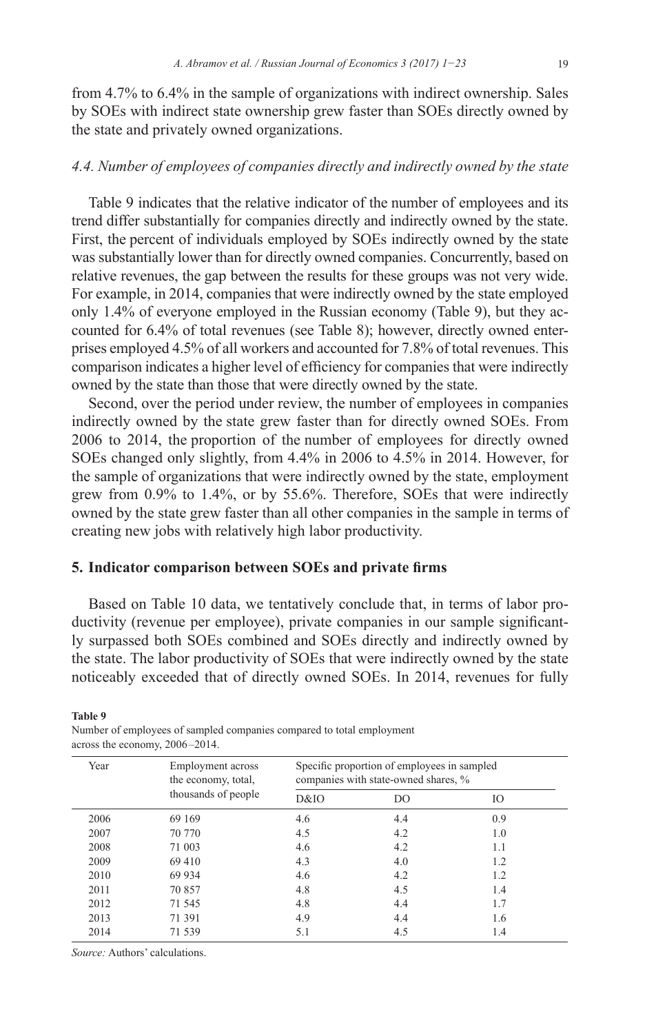from 4.7% to 6.4% in the sample of organizations with indirect ownership. Sales by SOEs with indirect state ownership grew faster than SOEs directly owned by the state and privately owned organizations.

### *4.4. Number of employees of companies directly and indirectly owned by the state*

Table 9 indicates that the relative indicator of the number of employees and its trend differ substantially for companies directly and indirectly owned by the state. First, the percent of individuals employed by SOEs indirectly owned by the state was substantially lower than for directly owned companies. Concurrently, based on relative revenues, the gap between the results for these groups was not very wide. For example, in 2014, companies that were indirectly owned by the state employed only 1.4% of everyone employed in the Russian economy (Table 9), but they accounted for 6.4% of total revenues (see Table 8); however, directly owned enterprises employed 4.5% of all workers and accounted for 7.8% of total revenues. This comparison indicates a higher level of efficiency for companies that were indirectly owned by the state than those that were directly owned by the state.

Second, over the period under review, the number of employees in companies indirectly owned by the state grew faster than for directly owned SOEs. From 2006 to 2014, the proportion of the number of employees for directly owned SOEs changed only slightly, from 4.4% in 2006 to 4.5% in 2014. However, for the sample of organizations that were indirectly owned by the state, employment grew from 0.9% to 1.4%, or by 55.6%. Therefore, SOEs that were indirectly owned by the state grew faster than all other companies in the sample in terms of creating new jobs with relatively high labor productivity.

## 5. Indicator comparison between SOEs and private firms

Based on Table 10 data, we tentatively conclude that, in terms of labor productivity (revenue per employee), private companies in our sample significantly surpassed both SOEs combined and SOEs directly and indirectly owned by the state. The labor productivity of SOEs that were indirectly owned by the state noticeably exceeded that of directly owned SOEs. In 2014, revenues for fully

**Table 9**
Number of employees of sampled companies compared to total employment across the economy, 2006–2014.

| Year | Employment across the economy, total, thousands of people | Specific proportion of employees in sampled companies with state-owned shares, % | | |
|---|---|---|---|---|
| | | D&IO | DO | IO |
| 2006 | 69 169 | 4.6 | 4.4 | 0.9 |
| 2007 | 70 770 | 4.5 | 4.2 | 1.0 |
| 2008 | 71 003 | 4.6 | 4.2 | 1.1 |
| 2009 | 69 410 | 4.3 | 4.0 | 1.2 |
| 2010 | 69 934 | 4.6 | 4.2 | 1.2 |
| 2011 | 70 857 | 4.8 | 4.5 | 1.4 |
| 2012 | 71 545 | 4.8 | 4.4 | 1.7 |
| 2013 | 71 391 | 4.9 | 4.4 | 1.6 |
| 2014 | 71 539 | 5.1 | 4.5 | 1.4 |

*Source:* Authors' calculations.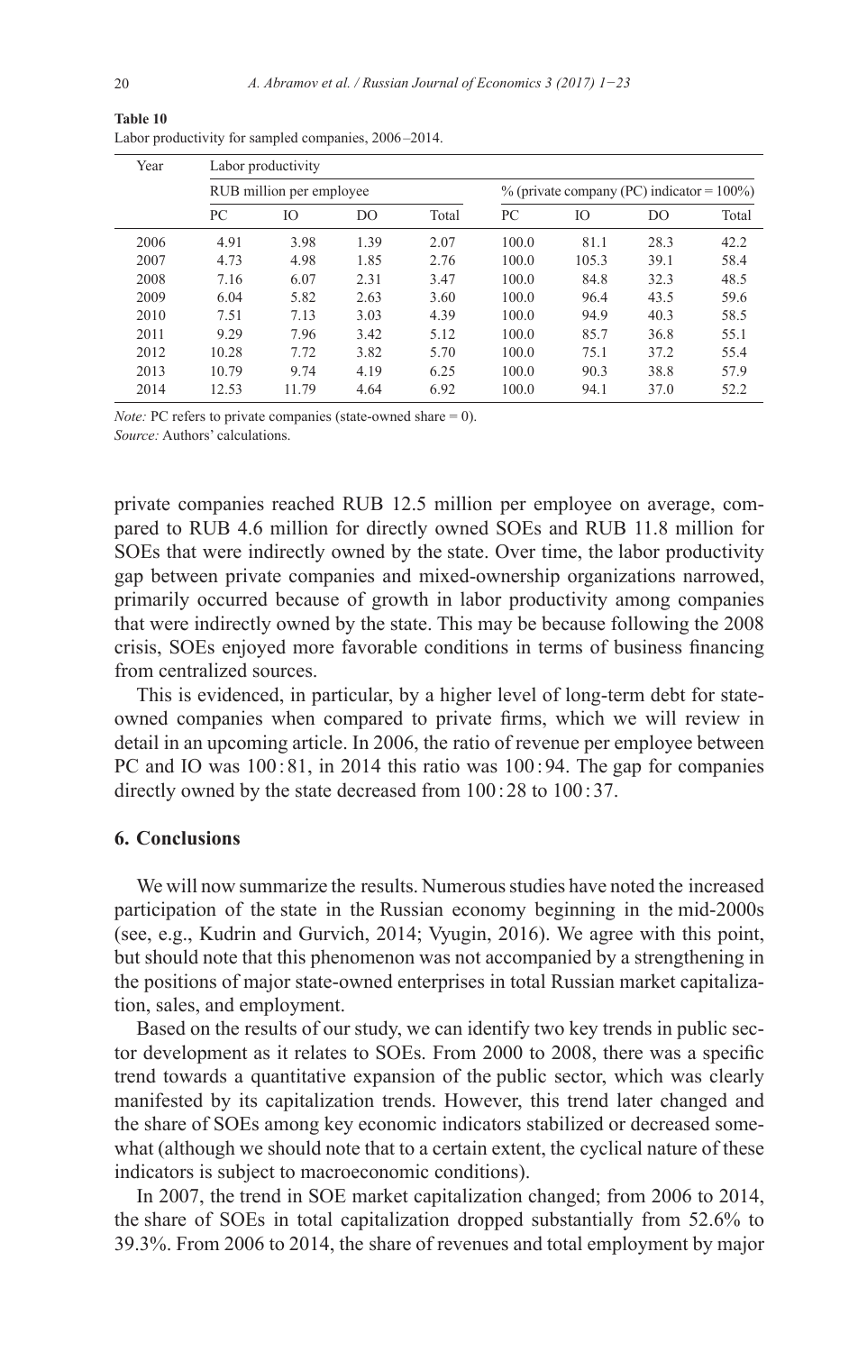**Table 10**
Labor productivity for sampled companies, 2006–2014.

| Year | Labor productivity | | | | | | | |
|---|---|---|---|---|---|---|---|---|
| | RUB million per employee | | | | % (private company (PC) indicator = 100%) | | | |
| | PC | IO | DO | Total | PC | IO | DO | Total |
| 2006 | 4.91 | 3.98 | 1.39 | 2.07 | 100.0 | 81.1 | 28.3 | 42.2 |
| 2007 | 4.73 | 4.98 | 1.85 | 2.76 | 100.0 | 105.3 | 39.1 | 58.4 |
| 2008 | 7.16 | 6.07 | 2.31 | 3.47 | 100.0 | 84.8 | 32.3 | 48.5 |
| 2009 | 6.04 | 5.82 | 2.63 | 3.60 | 100.0 | 96.4 | 43.5 | 59.6 |
| 2010 | 7.51 | 7.13 | 3.03 | 4.39 | 100.0 | 94.9 | 40.3 | 58.5 |
| 2011 | 9.29 | 7.96 | 3.42 | 5.12 | 100.0 | 85.7 | 36.8 | 55.1 |
| 2012 | 10.28 | 7.72 | 3.82 | 5.70 | 100.0 | 75.1 | 37.2 | 55.4 |
| 2013 | 10.79 | 9.74 | 4.19 | 6.25 | 100.0 | 90.3 | 38.8 | 57.9 |
| 2014 | 12.53 | 11.79 | 4.64 | 6.92 | 100.0 | 94.1 | 37.0 | 52.2 |

*Note:* PC refers to private companies (state-owned share = 0).
*Source:* Authors' calculations.

private companies reached RUB 12.5 million per employee on average, compared to RUB 4.6 million for directly owned SOEs and RUB 11.8 million for SOEs that were indirectly owned by the state. Over time, the labor productivity gap between private companies and mixed-ownership organizations narrowed, primarily occurred because of growth in labor productivity among companies that were indirectly owned by the state. This may be because following the 2008 crisis, SOEs enjoyed more favorable conditions in terms of business financing from centralized sources.

This is evidenced, in particular, by a higher level of long-term debt for state-owned companies when compared to private firms, which we will review in detail in an upcoming article. In 2006, the ratio of revenue per employee between PC and IO was 100 : 81, in 2014 this ratio was 100 : 94. The gap for companies directly owned by the state decreased from 100 : 28 to 100 : 37.

## 6. Conclusions

We will now summarize the results. Numerous studies have noted the increased participation of the state in the Russian economy beginning in the mid-2000s (see, e.g., Kudrin and Gurvich, 2014; Vyugin, 2016). We agree with this point, but should note that this phenomenon was not accompanied by a strengthening in the positions of major state-owned enterprises in total Russian market capitalization, sales, and employment.

Based on the results of our study, we can identify two key trends in public sector development as it relates to SOEs. From 2000 to 2008, there was a specific trend towards a quantitative expansion of the public sector, which was clearly manifested by its capitalization trends. However, this trend later changed and the share of SOEs among key economic indicators stabilized or decreased somewhat (although we should note that to a certain extent, the cyclical nature of these indicators is subject to macroeconomic conditions).

In 2007, the trend in SOE market capitalization changed; from 2006 to 2014, the share of SOEs in total capitalization dropped substantially from 52.6% to 39.3%. From 2006 to 2014, the share of revenues and total employment by major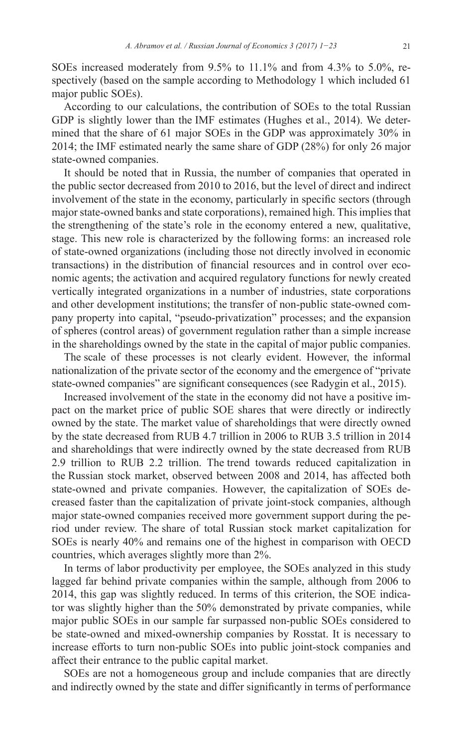SOEs increased moderately from 9.5% to 11.1% and from 4.3% to 5.0%, respectively (based on the sample according to Methodology 1 which included 61 major public SOEs).

According to our calculations, the contribution of SOEs to the total Russian GDP is slightly lower than the IMF estimates (Hughes et al., 2014). We determined that the share of 61 major SOEs in the GDP was approximately 30% in 2014; the IMF estimated nearly the same share of GDP (28%) for only 26 major state-owned companies.

It should be noted that in Russia, the number of companies that operated in the public sector decreased from 2010 to 2016, but the level of direct and indirect involvement of the state in the economy, particularly in specific sectors (through major state-owned banks and state corporations), remained high. This implies that the strengthening of the state's role in the economy entered a new, qualitative, stage. This new role is characterized by the following forms: an increased role of state-owned organizations (including those not directly involved in economic transactions) in the distribution of financial resources and in control over economic agents; the activation and acquired regulatory functions for newly created vertically integrated organizations in a number of industries, state corporations and other development institutions; the transfer of non-public state-owned company property into capital, "pseudo-privatization" processes; and the expansion of spheres (control areas) of government regulation rather than a simple increase in the shareholdings owned by the state in the capital of major public companies.

The scale of these processes is not clearly evident. However, the informal nationalization of the private sector of the economy and the emergence of "private state-owned companies" are significant consequences (see Radygin et al., 2015).

Increased involvement of the state in the economy did not have a positive impact on the market price of public SOE shares that were directly or indirectly owned by the state. The market value of shareholdings that were directly owned by the state decreased from RUB 4.7 trillion in 2006 to RUB 3.5 trillion in 2014 and shareholdings that were indirectly owned by the state decreased from RUB 2.9 trillion to RUB 2.2 trillion. The trend towards reduced capitalization in the Russian stock market, observed between 2008 and 2014, has affected both state-owned and private companies. However, the capitalization of SOEs decreased faster than the capitalization of private joint-stock companies, although major state-owned companies received more government support during the period under review. The share of total Russian stock market capitalization for SOEs is nearly 40% and remains one of the highest in comparison with OECD countries, which averages slightly more than 2%.

In terms of labor productivity per employee, the SOEs analyzed in this study lagged far behind private companies within the sample, although from 2006 to 2014, this gap was slightly reduced. In terms of this criterion, the SOE indicator was slightly higher than the 50% demonstrated by private companies, while major public SOEs in our sample far surpassed non-public SOEs considered to be state-owned and mixed-ownership companies by Rosstat. It is necessary to increase efforts to turn non-public SOEs into public joint-stock companies and affect their entrance to the public capital market.

SOEs are not a homogeneous group and include companies that are directly and indirectly owned by the state and differ significantly in terms of performance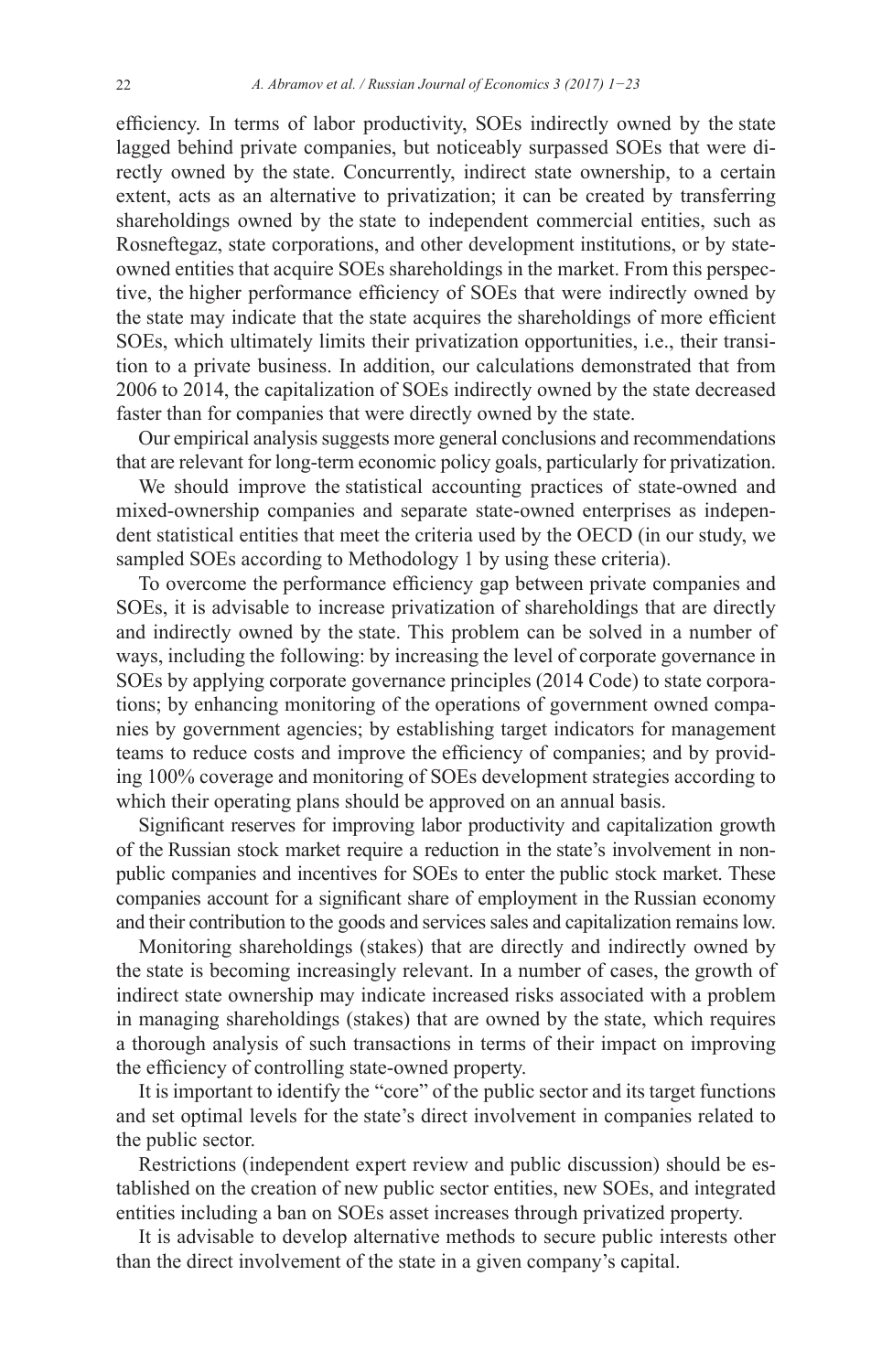efficiency. In terms of labor productivity, SOEs indirectly owned by the state lagged behind private companies, but noticeably surpassed SOEs that were directly owned by the state. Concurrently, indirect state ownership, to a certain extent, acts as an alternative to privatization; it can be created by transferring shareholdings owned by the state to independent commercial entities, such as Rosneftegaz, state corporations, and other development institutions, or by state-owned entities that acquire SOEs shareholdings in the market. From this perspective, the higher performance efficiency of SOEs that were indirectly owned by the state may indicate that the state acquires the shareholdings of more efficient SOEs, which ultimately limits their privatization opportunities, i.e., their transition to a private business. In addition, our calculations demonstrated that from 2006 to 2014, the capitalization of SOEs indirectly owned by the state decreased faster than for companies that were directly owned by the state.

Our empirical analysis suggests more general conclusions and recommendations that are relevant for long-term economic policy goals, particularly for privatization.

We should improve the statistical accounting practices of state-owned and mixed-ownership companies and separate state-owned enterprises as independent statistical entities that meet the criteria used by the OECD (in our study, we sampled SOEs according to Methodology 1 by using these criteria).

To overcome the performance efficiency gap between private companies and SOEs, it is advisable to increase privatization of shareholdings that are directly and indirectly owned by the state. This problem can be solved in a number of ways, including the following: by increasing the level of corporate governance in SOEs by applying corporate governance principles (2014 Code) to state corporations; by enhancing monitoring of the operations of government owned companies by government agencies; by establishing target indicators for management teams to reduce costs and improve the efficiency of companies; and by providing 100% coverage and monitoring of SOEs development strategies according to which their operating plans should be approved on an annual basis.

Significant reserves for improving labor productivity and capitalization growth of the Russian stock market require a reduction in the state's involvement in non-public companies and incentives for SOEs to enter the public stock market. These companies account for a significant share of employment in the Russian economy and their contribution to the goods and services sales and capitalization remains low.

Monitoring shareholdings (stakes) that are directly and indirectly owned by the state is becoming increasingly relevant. In a number of cases, the growth of indirect state ownership may indicate increased risks associated with a problem in managing shareholdings (stakes) that are owned by the state, which requires a thorough analysis of such transactions in terms of their impact on improving the efficiency of controlling state-owned property.

It is important to identify the "core" of the public sector and its target functions and set optimal levels for the state's direct involvement in companies related to the public sector.

Restrictions (independent expert review and public discussion) should be established on the creation of new public sector entities, new SOEs, and integrated entities including a ban on SOEs asset increases through privatized property.

It is advisable to develop alternative methods to secure public interests other than the direct involvement of the state in a given company's capital.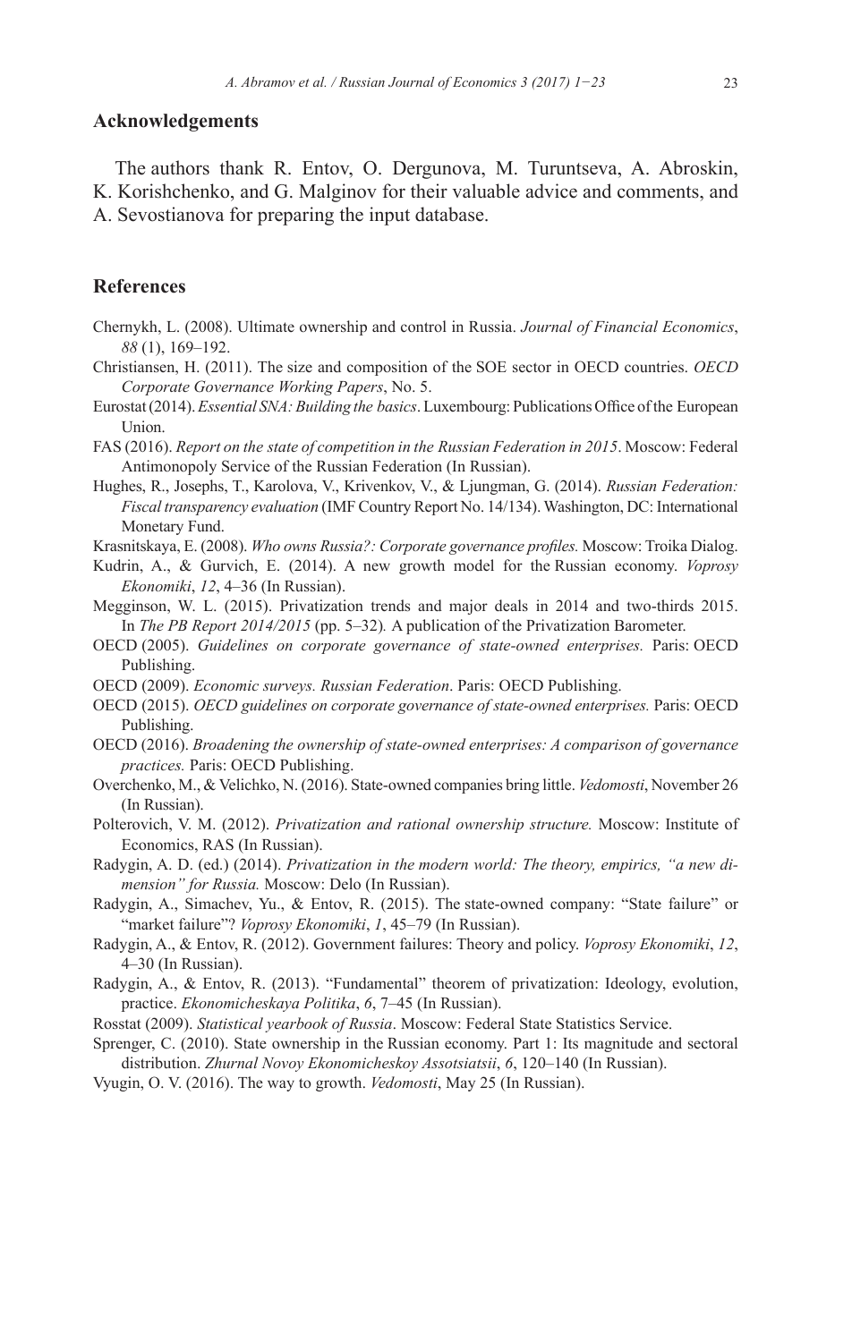## Acknowledgements

The authors thank R. Entov, O. Dergunova, M. Turuntseva, A. Abroskin, K. Korishchenko, and G. Malginov for their valuable advice and comments, and A. Sevostianova for preparing the input database.

## References

Chernykh, L. (2008). Ultimate ownership and control in Russia. *Journal of Financial Economics*, *88* (1), 169–192.

Christiansen, H. (2011). The size and composition of the SOE sector in OECD countries. *OECD Corporate Governance Working Papers*, No. 5.

Eurostat (2014). *Essential SNA: Building the basics*. Luxembourg: Publications Office of the European Union.

FAS (2016). *Report on the state of competition in the Russian Federation in 2015*. Moscow: Federal Antimonopoly Service of the Russian Federation (In Russian).

Hughes, R., Josephs, T., Karolova, V., Krivenkov, V., & Ljungman, G. (2014). *Russian Federation: Fiscal transparency evaluation* (IMF Country Report No. 14/134). Washington, DC: International Monetary Fund.

Krasnitskaya, E. (2008). *Who owns Russia?: Corporate governance profiles.* Moscow: Troika Dialog.

Kudrin, A., & Gurvich, E. (2014). A new growth model for the Russian economy. *Voprosy Ekonomiki*, *12*, 4–36 (In Russian).

Megginson, W. L. (2015). Privatization trends and major deals in 2014 and two-thirds 2015. In *The PB Report 2014/2015* (pp. 5–32)*.* A publication of the Privatization Barometer.

OECD (2005). *Guidelines on corporate governance of state-owned enterprises.* Paris: OECD Publishing.

OECD (2009). *Economic surveys. Russian Federation*. Paris: OECD Publishing.

OECD (2015). *OECD guidelines on corporate governance of state-owned enterprises.* Paris: OECD Publishing.

OECD (2016). *Broadening the ownership of state-owned enterprises: A comparison of governance practices.* Paris: OECD Publishing.

Overchenko, M., & Velichko, N. (2016). State-owned companies bring little. *Vedomosti*, November 26 (In Russian).

Polterovich, V. M. (2012). *Privatization and rational ownership structure.* Moscow: Institute of Economics, RAS (In Russian).

Radygin, A. D. (ed.) (2014). *Privatization in the modern world: The theory, empirics, "a new dimension" for Russia.* Moscow: Delo (In Russian).

Radygin, A., Simachev, Yu., & Entov, R. (2015). The state-owned company: "State failure" or "market failure"? *Voprosy Ekonomiki*, *1*, 45–79 (In Russian).

Radygin, A., & Entov, R. (2012). Government failures: Theory and policy. *Voprosy Ekonomiki*, *12*, 4–30 (In Russian).

Radygin, A., & Entov, R. (2013). "Fundamental" theorem of privatization: Ideology, evolution, practice. *Ekonomicheskaya Politika*, *6*, 7–45 (In Russian).

Rosstat (2009). *Statistical yearbook of Russia*. Moscow: Federal State Statistics Service.

Sprenger, C. (2010). State ownership in the Russian economy. Part 1: Its magnitude and sectoral distribution. *Zhurnal Novoy Ekonomicheskoy Assotsiatsii*, *6*, 120–140 (In Russian).

Vyugin, O. V. (2016). The way to growth. *Vedomosti*, May 25 (In Russian).